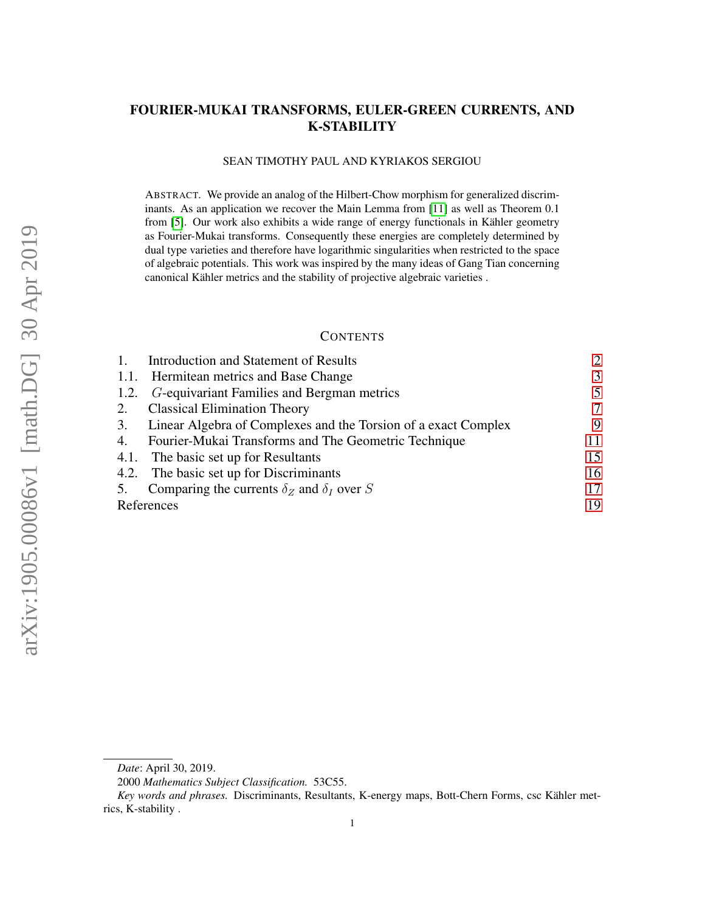# FOURIER-MUKAI TRANSFORMS, EULER-GREEN CURRENTS, AND K-STABILITY

SEAN TIMOTHY PAUL AND KYRIAKOS SERGIOU

ABSTRACT. We provide an analog of the Hilbert-Chow morphism for generalized discriminants. As an application we recover the Main Lemma from [11] as well as Theorem 0.1 from [5]. Our work also exhibits a wide range of energy functionals in Kähler geometry as Fourier-Mukai transforms. Consequently these energies are completely determined by dual type varieties and therefore have logarithmic singularities when restricted to the space of algebraic potentials. This work was inspired by the many ideas of Gang Tian concerning canonical Kähler metrics and the stability of projective algebraic varieties .

## CONTENTS

| | | |
|---|---|---|
| 1. | Introduction and Statement of Results | 2 |
| 1.1. | Hermitean metrics and Base Change | 3 |
| 1.2. | $G$-equivariant Families and Bergman metrics | 5 |
| 2. | Classical Elimination Theory | 7 |
| 3. | Linear Algebra of Complexes and the Torsion of a exact Complex | 9 |
| 4. | Fourier-Mukai Transforms and The Geometric Technique | 11 |
| 4.1. | The basic set up for Resultants | 15 |
| 4.2. | The basic set up for Discriminants | 16 |
| 5. | Comparing the currents $\delta_Z$ and $\delta_I$ over $S$ | 17 |
| | References | 19 |

*Date*: April 30, 2019.

2000 *Mathematics Subject Classification.* 53C55.

*Key words and phrases.* Discriminants, Resultants, K-energy maps, Bott-Chern Forms, csc Kähler metrics, K-stability .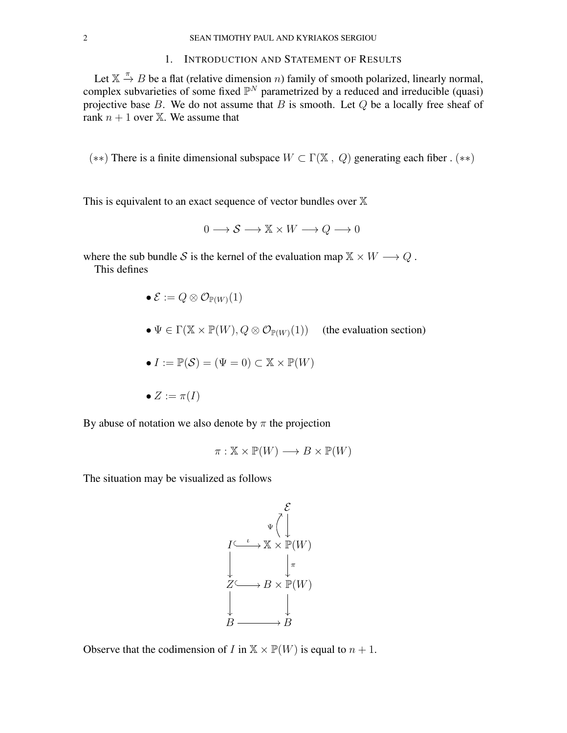## 1. Introduction and Statement of Results

Let $\mathbb{X} \xrightarrow{\pi} B$ be a flat (relative dimension $n$) family of smooth polarized, linearly normal, complex subvarieties of some fixed $\mathbb{P}^N$ parametrized by a reduced and irreducible (quasi) projective base $B$. We do not assume that $B$ is smooth. Let $Q$ be a locally free sheaf of rank $n+1$ over $\mathbb{X}$. We assume that

$(**)$ There is a finite dimensional subspace $W \subset \Gamma(\mathbb{X}\ ,\ Q)$ generating each fiber . $(**)$

This is equivalent to an exact sequence of vector bundles over $\mathbb{X}$

$$0 \longrightarrow \mathcal{S} \longrightarrow \mathbb{X} \times W \longrightarrow Q \longrightarrow 0$$

where the sub bundle $\mathcal{S}$ is the kernel of the evaluation map $\mathbb{X} \times W \longrightarrow Q$ .

This defines

- $\mathcal{E} := Q \otimes \mathcal{O}_{\mathbb{P}(W)}(1)$
- $\Psi \in \Gamma(\mathbb{X} \times \mathbb{P}(W), Q \otimes \mathcal{O}_{\mathbb{P}(W)}(1))$ (the evaluation section)
- $I := \mathbb{P}(\mathcal{S}) = (\Psi = 0) \subset \mathbb{X} \times \mathbb{P}(W)$
- $Z := \pi(I)$

By abuse of notation we also denote by $\pi$ the projection

$$\pi : \mathbb{X} \times \mathbb{P}(W) \longrightarrow B \times \mathbb{P}(W)$$

The situation may be visualized as follows

$$\begin{array}{ccc}
 & & \mathcal{E} \\
 & & \Psi \Big\uparrow \Big\downarrow \\
I & \overset{\iota}{\hookrightarrow} & \mathbb{X} \times \mathbb{P}(W) \\
\Big\downarrow & & \Big\downarrow \pi \\
Z & \hookrightarrow & B \times \mathbb{P}(W) \\
\Big\downarrow & & \Big\downarrow \\
B & \longrightarrow & B
\end{array}$$

Observe that the codimension of $I$ in $\mathbb{X} \times \mathbb{P}(W)$ is equal to $n+1$.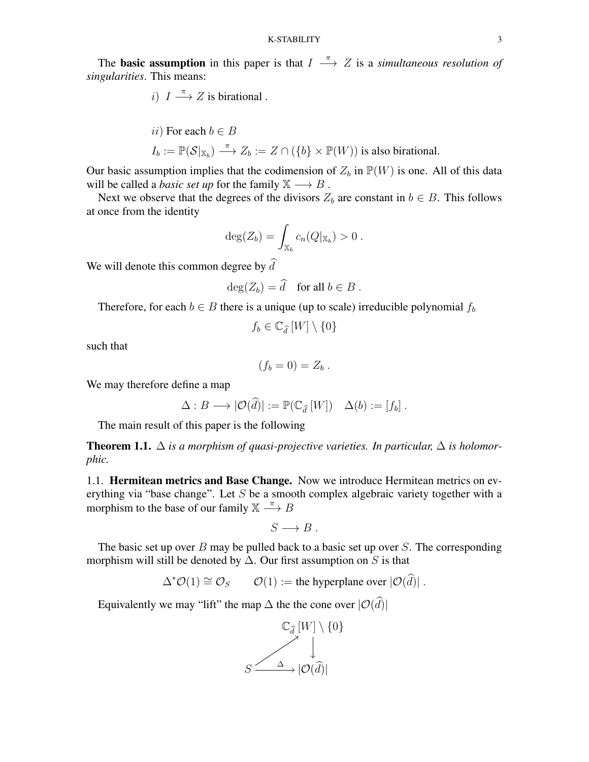The **basic assumption** in this paper is that $I \xrightarrow{\pi} Z$ is a *simultaneous resolution of singularities*. This means:

$i)$ $I \xrightarrow{\pi} Z$ is birational .

$ii)$ For each $b \in B$

$I_b := \mathbb{P}(\mathcal{S}|_{\mathbb{X}_b}) \xrightarrow{\pi} Z_b := Z \cap (\{b\} \times \mathbb{P}(W))$ is also birational.

Our basic assumption implies that the codimension of $Z_b$ in $\mathbb{P}(W)$ is one. All of this data will be called a *basic set up* for the family $\mathbb{X} \longrightarrow B$ .

Next we observe that the degrees of the divisors $Z_b$ are constant in $b \in B$. This follows at once from the identity

$$\deg(Z_b) = \int_{\mathbb{X}_b} c_n(Q|_{\mathbb{X}_b}) > 0 \ .$$

We will denote this common degree by $\widehat{d}$

$$\deg(Z_b) = \widehat{d} \quad \text{for all } b \in B \ .$$

Therefore, for each $b \in B$ there is a unique (up to scale) irreducible polynomial $f_b$

$$f_b \in \mathbb{C}_{\widehat{d}}\,[W] \setminus \{0\}$$

such that

$$(f_b = 0) = Z_b \ .$$

We may therefore define a map

$$\Delta : B \longrightarrow |\mathcal{O}(\widehat{d})| := \mathbb{P}(\mathbb{C}_{\widehat{d}}\,[W]) \quad \Delta(b) := [f_b] \ .$$

The main result of this paper is the following

**Theorem 1.1.** *$\Delta$ is a morphism of quasi-projective varieties. In particular, $\Delta$ is holomorphic.*

### 1.1. Hermitean metrics and Base Change.

Now we introduce Hermitean metrics on everything via "base change". Let $S$ be a smooth complex algebraic variety together with a morphism to the base of our family $\mathbb{X} \xrightarrow{\pi} B$

$$S \longrightarrow B \ .$$

The basic set up over $B$ may be pulled back to a basic set up over $S$. The corresponding morphism will still be denoted by $\Delta$. Our first assumption on $S$ is that

$$\Delta^*\mathcal{O}(1) \cong \mathcal{O}_S \qquad \mathcal{O}(1) := \text{the hyperplane over } |\mathcal{O}(\widehat{d})| \ .$$

Equivalently we may "lift" the map $\Delta$ the the cone over $|\mathcal{O}(\widehat{d})|$

$$\begin{array}{ccc} & & \mathbb{C}_{\widehat{d}}\,[W] \setminus \{0\} \\ & \nearrow & \downarrow \\ S & \xrightarrow{\ \Delta\ } & |\mathcal{O}(\widehat{d})| \end{array}$$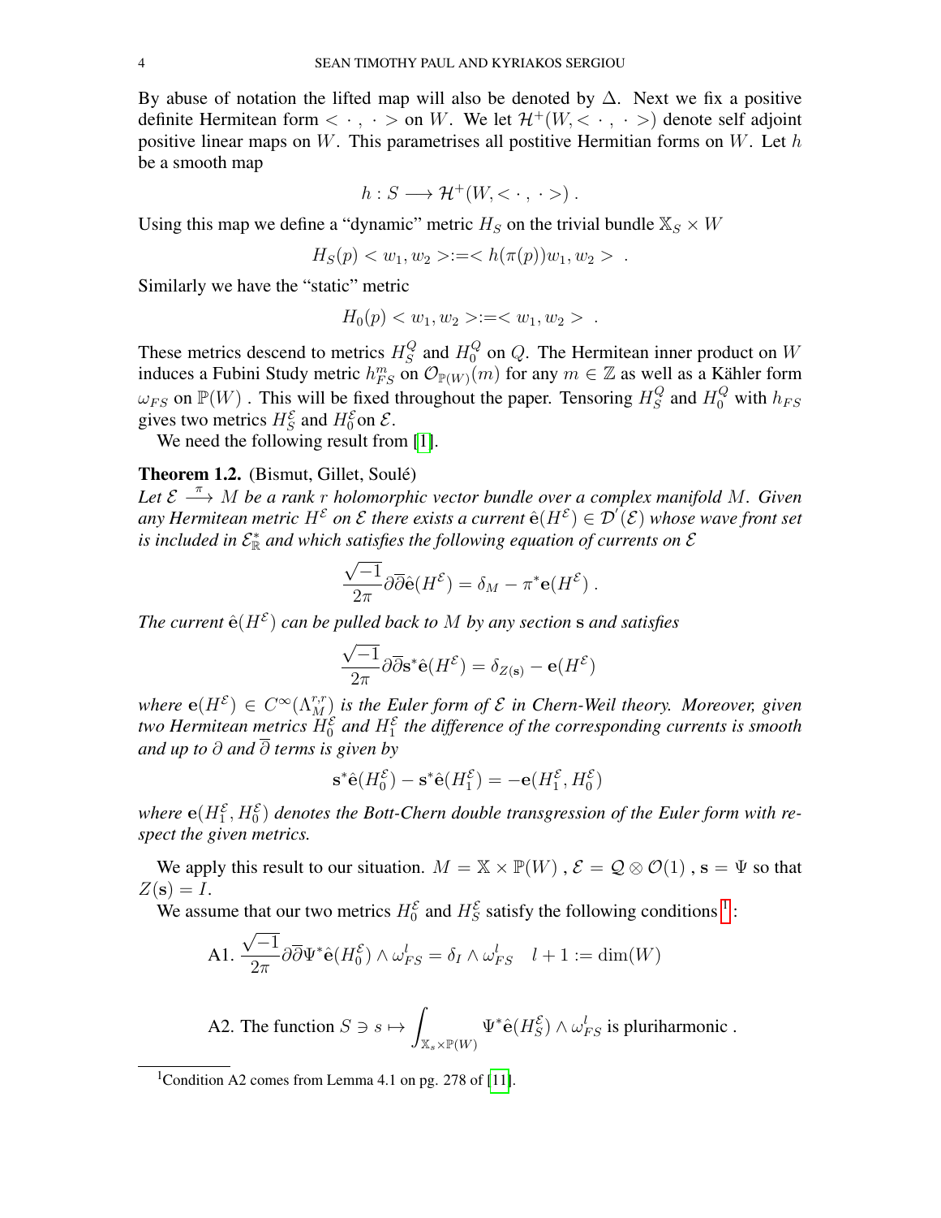By abuse of notation the lifted map will also be denoted by $\Delta$. Next we fix a positive definite Hermitean form $< \cdot\,,\, \cdot >$ on $W$. We let $\mathcal{H}^{+}(W, < \cdot\,,\, \cdot >)$ denote self adjoint positive linear maps on $W$. This parametrises all postitive Hermitian forms on $W$. Let $h$ be a smooth map

$$h : S \longrightarrow \mathcal{H}^{+}(W, < \cdot\,,\, \cdot >) \,.$$

Using this map we define a "dynamic" metric $H_S$ on the trivial bundle $\mathbb{X}_S \times W$

$$H_S(p) < w_1, w_2 > := < h(\pi(p))w_1, w_2 > \ .$$

Similarly we have the "static" metric

$$H_0(p) < w_1, w_2 > := < w_1, w_2 > \ .$$

These metrics descend to metrics $H_S^Q$ and $H_0^Q$ on $Q$. The Hermitean inner product on $W$ induces a Fubini Study metric $h_{FS}^m$ on $\mathcal{O}_{\mathbb{P}(W)}(m)$ for any $m \in \mathbb{Z}$ as well as a Kähler form $\omega_{FS}$ on $\mathbb{P}(W)$ . This will be fixed throughout the paper. Tensoring $H_S^Q$ and $H_0^Q$ with $h_{FS}$ gives two metrics $H_S^{\mathcal{E}}$ and $H_0^{\mathcal{E}}$on $\mathcal{E}$.

We need the following result from [1].

**Theorem 1.2.** (Bismut, Gillet, Soulé)
*Let $\mathcal{E} \xrightarrow{\pi} M$ be a rank $r$ holomorphic vector bundle over a complex manifold $M$. Given any Hermitean metric $H^{\mathcal{E}}$ on $\mathcal{E}$ there exists a current $\hat{\mathbf{e}}(H^{\mathcal{E}}) \in \mathcal{D}'(\mathcal{E})$ whose wave front set is included in $\mathcal{E}_{\mathbb{R}}^*$ and which satisfies the following equation of currents on $\mathcal{E}$*

$$\frac{\sqrt{-1}}{2\pi}\partial\overline{\partial}\hat{\mathbf{e}}(H^{\mathcal{E}}) = \delta_M - \pi^*\mathbf{e}(H^{\mathcal{E}}) \,.$$

*The current $\hat{\mathbf{e}}(H^{\mathcal{E}})$ can be pulled back to $M$ by any section $\mathbf{s}$ and satisfies*

$$\frac{\sqrt{-1}}{2\pi}\partial\overline{\partial}\mathbf{s}^*\hat{\mathbf{e}}(H^{\mathcal{E}}) = \delta_{Z(\mathbf{s})} - \mathbf{e}(H^{\mathcal{E}})$$

*where $\mathbf{e}(H^{\mathcal{E}}) \in C^{\infty}(\Lambda_M^{r,r})$ is the Euler form of $\mathcal{E}$ in Chern-Weil theory. Moreover, given two Hermitean metrics $H_0^{\mathcal{E}}$ and $H_1^{\mathcal{E}}$ the difference of the corresponding currents is smooth and up to $\partial$ and $\overline{\partial}$ terms is given by*

$$\mathbf{s}^*\hat{\mathbf{e}}(H_0^{\mathcal{E}}) - \mathbf{s}^*\hat{\mathbf{e}}(H_1^{\mathcal{E}}) = -\mathbf{e}(H_1^{\mathcal{E}}, H_0^{\mathcal{E}})$$

*where $\mathbf{e}(H_1^{\mathcal{E}}, H_0^{\mathcal{E}})$ denotes the Bott-Chern double transgression of the Euler form with respect the given metrics.*

We apply this result to our situation. $M = \mathbb{X} \times \mathbb{P}(W)$ , $\mathcal{E} = \mathcal{Q} \otimes \mathcal{O}(1)$ , $\mathbf{s} = \Psi$ so that $Z(\mathbf{s}) = I$.

We assume that our two metrics $H_0^{\mathcal{E}}$ and $H_S^{\mathcal{E}}$ satisfy the following conditions [1]:

$$\text{A1.}\ \frac{\sqrt{-1}}{2\pi}\partial\overline{\partial}\Psi^*\hat{\mathbf{e}}(H_0^{\mathcal{E}}) \wedge \omega_{FS}^l = \delta_I \wedge \omega_{FS}^l \quad l+1 := \dim(W)$$

$$\text{A2. The function } S \ni s \mapsto \int_{\mathbb{X}_s \times \mathbb{P}(W)} \Psi^*\hat{\mathbf{e}}(H_S^{\mathcal{E}}) \wedge \omega_{FS}^l \text{ is pluriharmonic .}$$

[1] Condition A2 comes from Lemma 4.1 on pg. 278 of [11].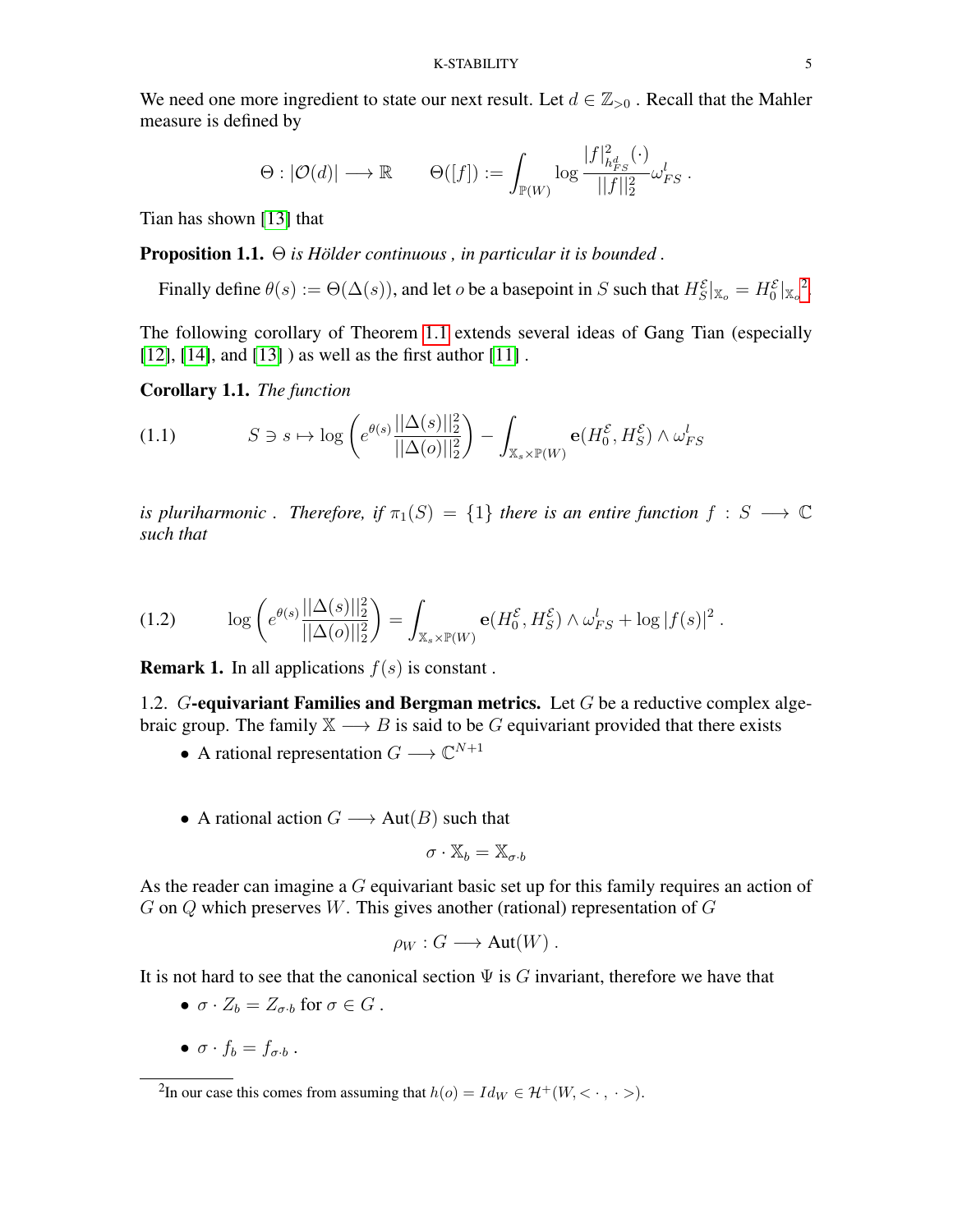We need one more ingredient to state our next result. Let $d \in \mathbb{Z}_{>0}$ . Recall that the Mahler measure is defined by

$$\Theta : |\mathcal{O}(d)| \longrightarrow \mathbb{R} \qquad \Theta([f]) := \int_{\mathbb{P}(W)} \log \frac{|f|^2_{h^d_{FS}}(\cdot)}{||f||_2^2} \omega_{FS}^l \, .$$

Tian has shown [13] that

**Proposition 1.1.** *$\Theta$ is Hölder continuous , in particular it is bounded .*

Finally define $\theta(s) := \Theta(\Delta(s))$, and let $o$ be a basepoint in $S$ such that $H^{\mathcal{E}}_S|_{\mathbb{X}_o} = H^{\mathcal{E}}_0|_{\mathbb{X}_o}$[2].

The following corollary of Theorem 1.1 extends several ideas of Gang Tian (especially [12], [14], and [13] ) as well as the first author [11] .

**Corollary 1.1.** *The function*

$$S \ni s \mapsto \log\left(e^{\theta(s)}\frac{||\Delta(s)||_2^2}{||\Delta(o)||_2^2}\right) - \int_{\mathbb{X}_s\times\mathbb{P}(W)} \mathbf{e}(H^{\mathcal{E}}_0, H^{\mathcal{E}}_S)\wedge\omega_{FS}^l \tag{1.1}$$

*is pluriharmonic . Therefore, if $\pi_1(S) = \{1\}$ there is an entire function $f : S \longrightarrow \mathbb{C}$ such that*

$$\log\left(e^{\theta(s)}\frac{||\Delta(s)||_2^2}{||\Delta(o)||_2^2}\right) = \int_{\mathbb{X}_s\times\mathbb{P}(W)} \mathbf{e}(H^{\mathcal{E}}_0, H^{\mathcal{E}}_S)\wedge\omega_{FS}^l + \log|f(s)|^2 \, . \tag{1.2}$$

**Remark 1.** In all applications $f(s)$ is constant .

1.2. *$G$*-**equivariant Families and Bergman metrics.** Let $G$ be a reductive complex algebraic group. The family $\mathbb{X} \longrightarrow B$ is said to be $G$ equivariant provided that there exists

- A rational representation $G \longrightarrow \mathbb{C}^{N+1}$
- A rational action $G \longrightarrow \mathrm{Aut}(B)$ such that

$$\sigma\cdot\mathbb{X}_b = \mathbb{X}_{\sigma\cdot b}$$

As the reader can imagine a $G$ equivariant basic set up for this family requires an action of $G$ on $Q$ which preserves $W$. This gives another (rational) representation of $G$

$$\rho_W : G \longrightarrow \mathrm{Aut}(W) \, .$$

It is not hard to see that the canonical section $\Psi$ is $G$ invariant, therefore we have that

- $\sigma\cdot Z_b = Z_{\sigma\cdot b}$ for $\sigma\in G$ .
- $\sigma\cdot f_b = f_{\sigma\cdot b}$ .

[2]In our case this comes from assuming that $h(o) = Id_W \in \mathcal{H}^+(W, <\cdot\,,\,\cdot>)$.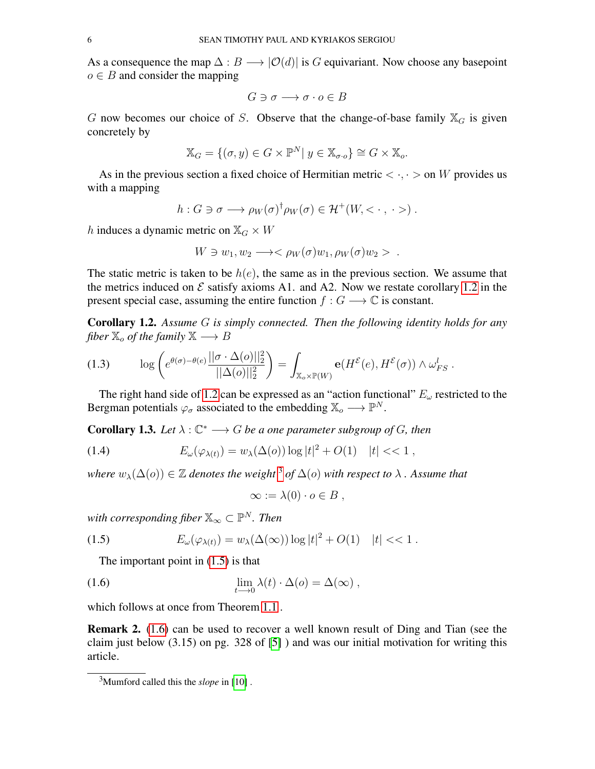As a consequence the map $\Delta : B \longrightarrow |\mathcal{O}(d)|$ is $G$ equivariant. Now choose any basepoint $o \in B$ and consider the mapping

$$G \ni \sigma \longrightarrow \sigma \cdot o \in B$$

$G$ now becomes our choice of $S$. Observe that the change-of-base family $\mathbb{X}_G$ is given concretely by

$$\mathbb{X}_G = \{(\sigma, y) \in G \times \mathbb{P}^N |\, y \in \mathbb{X}_{\sigma \cdot o}\} \cong G \times \mathbb{X}_o.$$

As in the previous section a fixed choice of Hermitian metric $< \cdot, \cdot >$ on $W$ provides us with a mapping

$$h : G \ni \sigma \longrightarrow \rho_W(\sigma)^{\dagger}\rho_W(\sigma) \in \mathcal{H}^{+}(W, < \cdot\,,\,\cdot >)\ .$$

$h$ induces a dynamic metric on $\mathbb{X}_G \times W$

$$W \ni w_1, w_2 \longrightarrow < \rho_W(\sigma)w_1, \rho_W(\sigma)w_2 > \ .$$

The static metric is taken to be $h(e)$, the same as in the previous section. We assume that the metrics induced on $\mathcal{E}$ satisfy axioms A1. and A2. Now we restate corollary 1.2 in the present special case, assuming the entire function $f : G \longrightarrow \mathbb{C}$ is constant.

**Corollary 1.2.** *Assume $G$ is simply connected. Then the following identity holds for any fiber $\mathbb{X}_o$ of the family $\mathbb{X} \longrightarrow B$*

$$\log\left(e^{\theta(\sigma)-\theta(e)}\frac{||\sigma \cdot \Delta(o)||_2^2}{||\Delta(o)||_2^2}\right) = \int_{\mathbb{X}_o \times \mathbb{P}(W)} \mathbf{e}(H^{\mathcal{E}}(e), H^{\mathcal{E}}(\sigma)) \wedge \omega_{FS}^{l}\ . \tag{1.3}$$

The right hand side of 1.2 can be expressed as an "action functional" $E_\omega$ restricted to the Bergman potentials $\varphi_\sigma$ associated to the embedding $\mathbb{X}_o \longrightarrow \mathbb{P}^N$.

**Corollary 1.3.** *Let $\lambda : \mathbb{C}^* \longrightarrow G$ be a one parameter subgroup of $G$, then*

$$E_\omega(\varphi_{\lambda(t)}) = w_\lambda(\Delta(o))\log|t|^2 + O(1) \quad |t| << 1\ , \tag{1.4}$$

*where $w_\lambda(\Delta(o)) \in \mathbb{Z}$ denotes the weight*[3] *of $\Delta(o)$ with respect to $\lambda$ . Assume that*

$$\infty := \lambda(0) \cdot o \in B\ ,$$

*with corresponding fiber $\mathbb{X}_\infty \subset \mathbb{P}^N$. Then*

$$E_\omega(\varphi_{\lambda(t)}) = w_\lambda(\Delta(\infty))\log|t|^2 + O(1) \quad |t| << 1\ . \tag{1.5}$$

The important point in (1.5) is that

$$\lim_{t \longrightarrow 0} \lambda(t) \cdot \Delta(o) = \Delta(\infty)\ , \tag{1.6}$$

which follows at once from Theorem 1.1 .

**Remark 2.** (1.6) can be used to recover a well known result of Ding and Tian (see the claim just below (3.15) on pg. 328 of [5] ) and was our initial motivation for writing this article.

[3] Mumford called this the *slope* in [10] .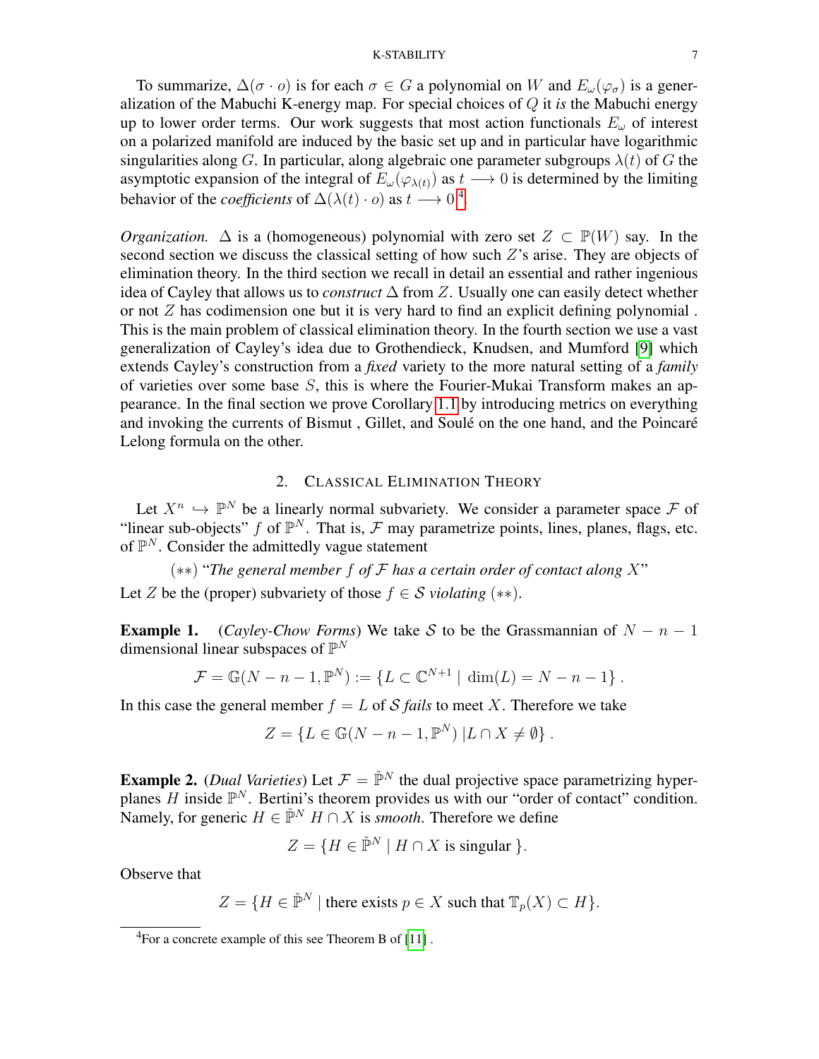To summarize, $\Delta(\sigma \cdot o)$ is for each $\sigma \in G$ a polynomial on $W$ and $E_\omega(\varphi_\sigma)$ is a generalization of the Mabuchi K-energy map. For special choices of $Q$ it *is* the Mabuchi energy up to lower order terms. Our work suggests that most action functionals $E_\omega$ of interest on a polarized manifold are induced by the basic set up and in particular have logarithmic singularities along $G$. In particular, along algebraic one parameter subgroups $\lambda(t)$ of $G$ the asymptotic expansion of the integral of $E_\omega(\varphi_{\lambda(t)})$ as $t \longrightarrow 0$ is determined by the limiting behavior of the *coefficients* of $\Delta(\lambda(t) \cdot o)$ as $t \longrightarrow 0$ [4].

*Organization.* $\Delta$ is a (homogeneous) polynomial with zero set $Z \subset \mathbb{P}(W)$ say. In the second section we discuss the classical setting of how such $Z$'s arise. They are objects of elimination theory. In the third section we recall in detail an essential and rather ingenious idea of Cayley that allows us to *construct* $\Delta$ from $Z$. Usually one can easily detect whether or not $Z$ has codimension one but it is very hard to find an explicit defining polynomial . This is the main problem of classical elimination theory. In the fourth section we use a vast generalization of Cayley's idea due to Grothendieck, Knudsen, and Mumford [9] which extends Cayley's construction from a *fixed* variety to the more natural setting of a *family* of varieties over some base $S$, this is where the Fourier-Mukai Transform makes an appearance. In the final section we prove Corollary 1.1 by introducing metrics on everything and invoking the currents of Bismut , Gillet, and Soulé on the one hand, and the Poincaré Lelong formula on the other.

## 2. Classical Elimination Theory

Let $X^n \hookrightarrow \mathbb{P}^N$ be a linearly normal subvariety. We consider a parameter space $\mathcal{F}$ of "linear sub-objects" $f$ of $\mathbb{P}^N$. That is, $\mathcal{F}$ may parametrize points, lines, planes, flags, etc. of $\mathbb{P}^N$. Consider the admittedly vague statement

$(**)$ "*The general member $f$ of $\mathcal{F}$ has a certain order of contact along $X$*"

Let $Z$ be the (proper) subvariety of those $f \in \mathcal{S}$ *violating* $(**)$.

**Example 1.** (*Cayley-Chow Forms*) We take $\mathcal{S}$ to be the Grassmannian of $N-n-1$ dimensional linear subspaces of $\mathbb{P}^N$

$$\mathcal{F} = \mathbb{G}(N-n-1, \mathbb{P}^N) := \{L \subset \mathbb{C}^{N+1} \mid \dim(L) = N-n-1\}\,.$$

In this case the general member $f = L$ of $\mathcal{S}$ *fails* to meet $X$. Therefore we take

$$Z = \{L \in \mathbb{G}(N-n-1, \mathbb{P}^N)\,|L \cap X \neq \emptyset\}\,.$$

**Example 2.** (*Dual Varieties*) Let $\mathcal{F} = \check{\mathbb{P}}^N$ the dual projective space parametrizing hyperplanes $H$ inside $\mathbb{P}^N$. Bertini's theorem provides us with our "order of contact" condition. Namely, for generic $H \in \check{\mathbb{P}}^N$ $H \cap X$ is *smooth*. Therefore we define

$$Z = \{H \in \check{\mathbb{P}}^N \mid H \cap X \text{ is singular }\}.$$

Observe that

$$Z = \{H \in \check{\mathbb{P}}^N \mid \text{there exists } p \in X \text{ such that } \mathbb{T}_p(X) \subset H\}.$$

[4] For a concrete example of this see Theorem B of [11] .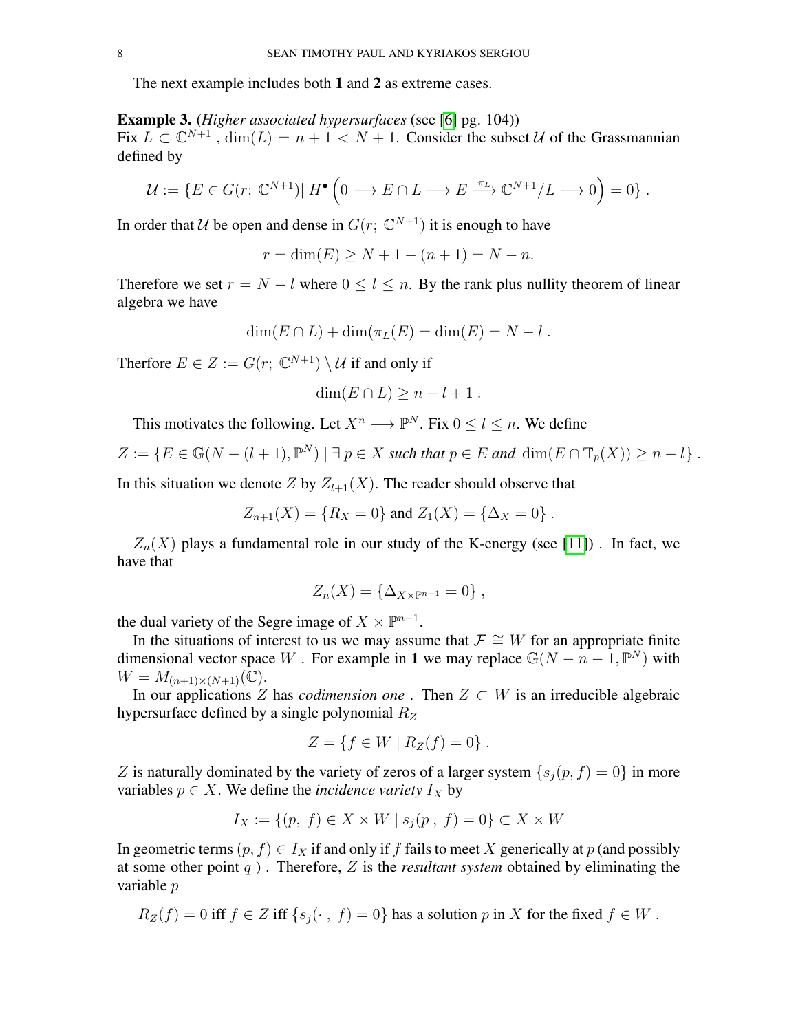The next example includes both **1** and **2** as extreme cases.

**Example 3.** (*Higher associated hypersurfaces* (see [6] pg. 104))
Fix $L \subset \mathbb{C}^{N+1}$ , $\dim(L) = n+1 < N+1$. Consider the subset $\mathcal{U}$ of the Grassmannian defined by

$$\mathcal{U} := \{E \in G(r;\ \mathbb{C}^{N+1})|\ H^{\bullet}\left(0 \longrightarrow E\cap L \longrightarrow E \xrightarrow{\pi_L} \mathbb{C}^{N+1}/L \longrightarrow 0\right) = 0\}\ .$$

In order that $\mathcal{U}$ be open and dense in $G(r;\ \mathbb{C}^{N+1})$ it is enough to have

$$r = \dim(E) \geq N+1-(n+1) = N-n.$$

Therefore we set $r = N-l$ where $0 \leq l \leq n$. By the rank plus nullity theorem of linear algebra we have

$$\dim(E\cap L) + \dim(\pi_L(E)) = \dim(E) = N-l\ .$$

Therfore $E \in Z := G(r;\ \mathbb{C}^{N+1}) \setminus \mathcal{U}$ if and only if

$$\dim(E\cap L) \geq n-l+1\ .$$

This motivates the following. Let $X^n \longrightarrow \mathbb{P}^N$. Fix $0 \leq l \leq n$. We define

$$Z := \{E \in \mathbb{G}(N-(l+1), \mathbb{P}^N) \mid \exists\, p \in X \textit{ such that } p \in E \textit{ and } \dim(E \cap \mathbb{T}_p(X)) \geq n-l\}\ .$$

In this situation we denote $Z$ by $Z_{l+1}(X)$. The reader should observe that

$$Z_{n+1}(X) = \{R_X = 0\} \text{ and } Z_1(X) = \{\Delta_X = 0\}\ .$$

$Z_n(X)$ plays a fundamental role in our study of the K-energy (see [11]) . In fact, we have that

$$Z_n(X) = \{\Delta_{X\times\mathbb{P}^{n-1}} = 0\}\ ,$$

the dual variety of the Segre image of $X \times \mathbb{P}^{n-1}$.

In the situations of interest to us we may assume that $\mathcal{F} \cong W$ for an appropriate finite dimensional vector space $W$ . For example in **1** we may replace $\mathbb{G}(N-n-1, \mathbb{P}^N)$ with $W = M_{(n+1)\times(N+1)}(\mathbb{C})$.

In our applications $Z$ has *codimension one* . Then $Z \subset W$ is an irreducible algebraic hypersurface defined by a single polynomial $R_Z$

$$Z = \{f \in W \mid R_Z(f) = 0\}\ .$$

$Z$ is naturally dominated by the variety of zeros of a larger system $\{s_j(p, f) = 0\}$ in more variables $p \in X$. We define the *incidence variety* $I_X$ by

$$I_X := \{(p,\ f) \in X \times W \mid s_j(p\ ,\ f) = 0\} \subset X \times W$$

In geometric terms $(p, f) \in I_X$ if and only if $f$ fails to meet $X$ generically at $p$ (and possibly at some other point $q$ ) . Therefore, $Z$ is the *resultant system* obtained by eliminating the variable $p$

$R_Z(f) = 0$ iff $f \in Z$ iff $\{s_j(\cdot\ ,\ f) = 0\}$ has a solution $p$ in $X$ for the fixed $f \in W$ .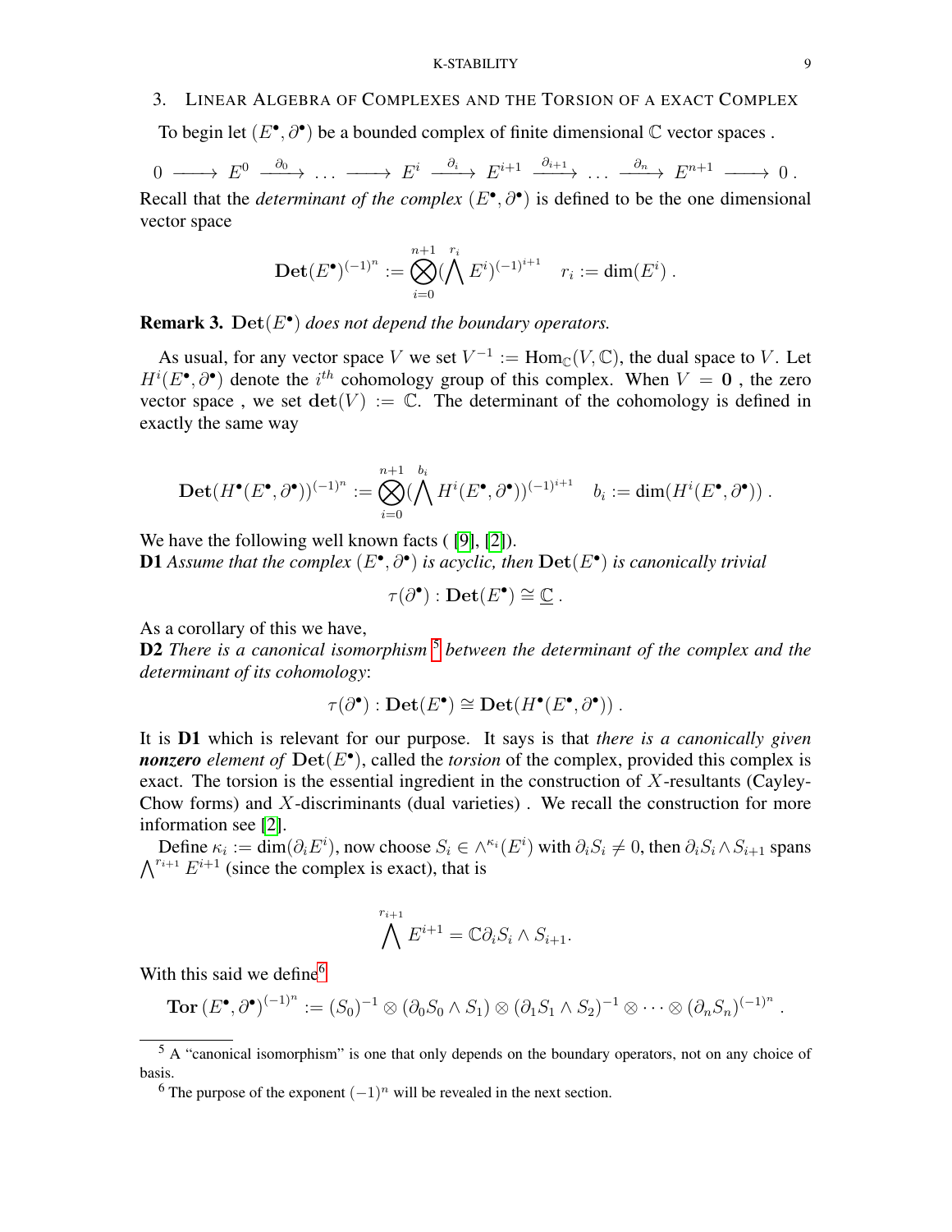## 3. Linear Algebra of Complexes and the Torsion of a exact Complex

To begin let $(E^{\bullet}, \partial^{\bullet})$ be a bounded complex of finite dimensional $\mathbb{C}$ vector spaces .

$$0 \longrightarrow E^0 \xrightarrow{\partial_0} \dots \longrightarrow E^i \xrightarrow{\partial_i} E^{i+1} \xrightarrow{\partial_{i+1}} \dots \xrightarrow{\partial_n} E^{n+1} \longrightarrow 0 \, .$$

Recall that the *determinant of the complex* $(E^{\bullet}, \partial^{\bullet})$ is defined to be the one dimensional vector space

$$\mathbf{Det}(E^{\bullet})^{(-1)^n} := \bigotimes_{i=0}^{n+1} (\bigwedge^{r_i} E^i)^{(-1)^{i+1}} \quad r_i := \dim(E^i) \, .$$

**Remark 3.** $\mathbf{Det}(E^{\bullet})$ *does not depend the boundary operators.*

As usual, for any vector space $V$ we set $V^{-1} := \mathrm{Hom}_{\mathbb{C}}(V, \mathbb{C})$, the dual space to $V$. Let $H^i(E^{\bullet}, \partial^{\bullet})$ denote the $i^{th}$ cohomology group of this complex. When $V = \mathbf{0}$ , the zero vector space , we set $\mathbf{det}(V) := \mathbb{C}$. The determinant of the cohomology is defined in exactly the same way

$$\mathbf{Det}(H^{\bullet}(E^{\bullet}, \partial^{\bullet}))^{(-1)^n} := \bigotimes_{i=0}^{n+1} (\bigwedge^{b_i} H^i(E^{\bullet}, \partial^{\bullet}))^{(-1)^{i+1}} \quad b_i := \dim(H^i(E^{\bullet}, \partial^{\bullet})) \, .$$

We have the following well known facts ( [9], [2]).

**D1** *Assume that the complex* $(E^{\bullet}, \partial^{\bullet})$ *is acyclic, then* $\mathbf{Det}(E^{\bullet})$ *is canonically trivial*

$$\tau(\partial^{\bullet}) : \mathbf{Det}(E^{\bullet}) \cong \underline{\mathbb{C}} \, .$$

As a corollary of this we have,

**D2** *There is a canonical isomorphism* [5] *between the determinant of the complex and the determinant of its cohomology*:

$$\tau(\partial^{\bullet}) : \mathbf{Det}(E^{\bullet}) \cong \mathbf{Det}(H^{\bullet}(E^{\bullet}, \partial^{\bullet})) \, .$$

It is **D1** which is relevant for our purpose. It says is that *there is a canonically given* ***nonzero*** *element of* $\mathbf{Det}(E^{\bullet})$, called the *torsion* of the complex, provided this complex is exact. The torsion is the essential ingredient in the construction of $X$-resultants (Cayley-Chow forms) and $X$-discriminants (dual varieties) . We recall the construction for more information see [2].

Define $\kappa_i := \dim(\partial_i E^i)$, now choose $S_i \in \wedge^{\kappa_i}(E^i)$ with $\partial_i S_i \neq 0$, then $\partial_i S_i \wedge S_{i+1}$ spans $\bigwedge^{r_{i+1}} E^{i+1}$ (since the complex is exact), that is

$$\bigwedge^{r_{i+1}} E^{i+1} = \mathbb{C}\partial_i S_i \wedge S_{i+1}.$$

With this said we define[6]

$$\mathbf{Tor}\,(E^{\bullet}, \partial^{\bullet})^{(-1)^n} := (S_0)^{-1} \otimes (\partial_0 S_0 \wedge S_1) \otimes (\partial_1 S_1 \wedge S_2)^{-1} \otimes \dots \otimes (\partial_n S_n)^{(-1)^n} \, .$$

---

[5] A "canonical isomorphism" is one that only depends on the boundary operators, not on any choice of basis.

[6] The purpose of the exponent $(-1)^n$ will be revealed in the next section.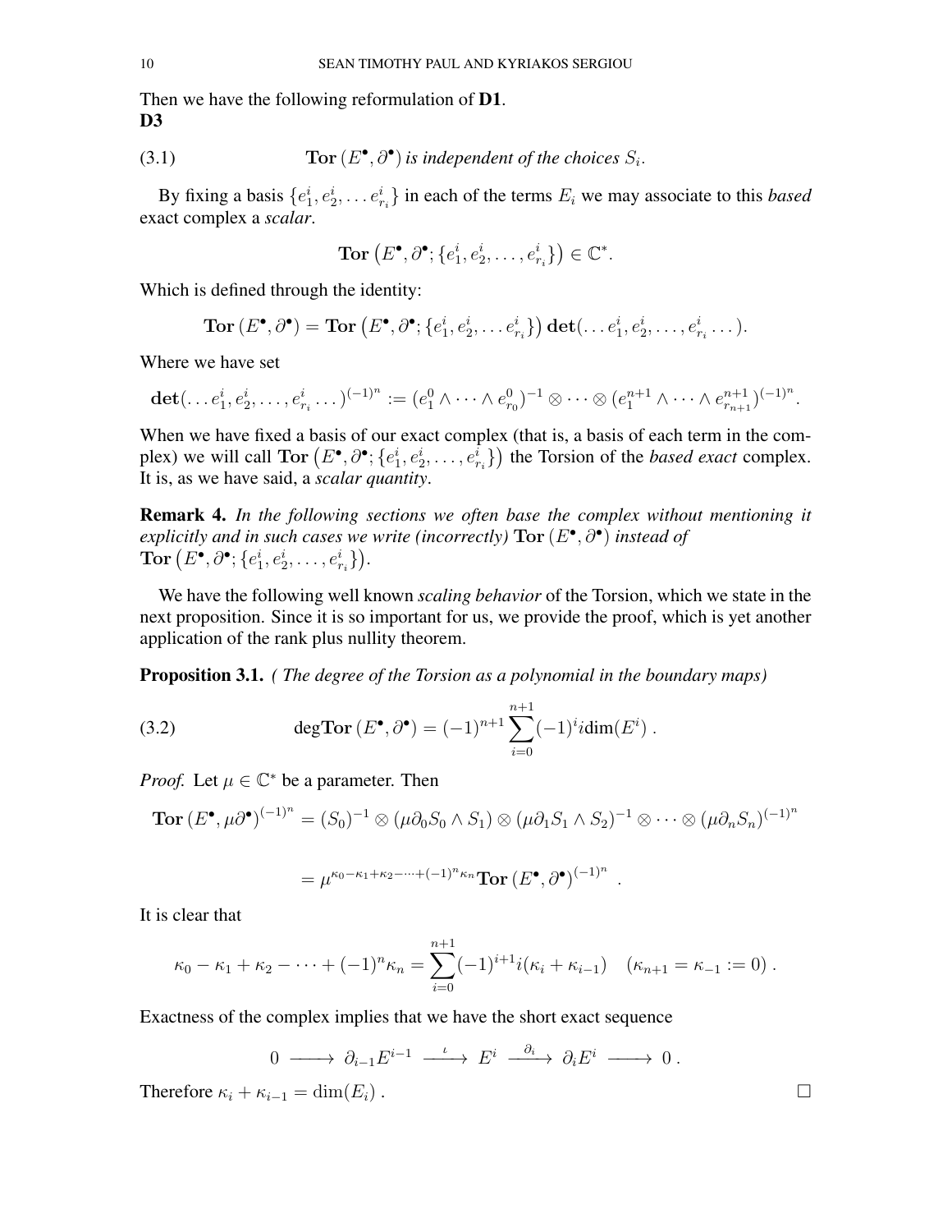Then we have the following reformulation of **D1**.
**D3**

$$\mathbf{Tor}\,(E^{\bullet},\partial^{\bullet}) \textit{ is independent of the choices } S_i. \tag{3.1}$$

By fixing a basis $\{e^i_1, e^i_2, \ldots e^i_{r_i}\}$ in each of the terms $E_i$ we may associate to this *based* exact complex a *scalar*.

$$\mathbf{Tor}\left(E^{\bullet},\partial^{\bullet};\{e^i_1, e^i_2, \ldots, e^i_{r_i}\}\right) \in \mathbb{C}^*.$$

Which is defined through the identity:

$$\mathbf{Tor}\,(E^{\bullet},\partial^{\bullet}) = \mathbf{Tor}\left(E^{\bullet},\partial^{\bullet};\{e^i_1, e^i_2, \ldots e^i_{r_i}\}\right)\mathbf{det}(\ldots e^i_1, e^i_2, \ldots, e^i_{r_i}\ldots).$$

Where we have set

$$\mathbf{det}(\ldots e^i_1, e^i_2, \ldots, e^i_{r_i}\ldots)^{(-1)^n} := (e^0_1\wedge\cdots\wedge e^0_{r_0})^{-1}\otimes\cdots\otimes(e^{n+1}_1\wedge\cdots\wedge e^{n+1}_{r_{n+1}})^{(-1)^n}.$$

When we have fixed a basis of our exact complex (that is, a basis of each term in the complex) we will call $\mathbf{Tor}\left(E^{\bullet},\partial^{\bullet};\{e^i_1, e^i_2, \ldots, e^i_{r_i}\}\right)$ the Torsion of the *based exact* complex. It is, as we have said, a *scalar quantity*.

**Remark 4.** *In the following sections we often base the complex without mentioning it explicitly and in such cases we write (incorrectly)* $\mathbf{Tor}\,(E^{\bullet},\partial^{\bullet})$ *instead of* $\mathbf{Tor}\left(E^{\bullet},\partial^{\bullet};\{e^i_1, e^i_2, \ldots, e^i_{r_i}\}\right)$.

We have the following well known *scaling behavior* of the Torsion, which we state in the next proposition. Since it is so important for us, we provide the proof, which is yet another application of the rank plus nullity theorem.

**Proposition 3.1.** *( The degree of the Torsion as a polynomial in the boundary maps)*

$$\deg\mathbf{Tor}\,(E^{\bullet},\partial^{\bullet}) = (-1)^{n+1}\sum_{i=0}^{n+1}(-1)^i i\,\mathrm{dim}(E^i)\;. \tag{3.2}$$

*Proof.* Let $\mu\in\mathbb{C}^*$ be a parameter. Then

$$\mathbf{Tor}\,(E^{\bullet},\mu\partial^{\bullet})^{(-1)^n} = (S_0)^{-1}\otimes(\mu\partial_0S_0\wedge S_1)\otimes(\mu\partial_1S_1\wedge S_2)^{-1}\otimes\cdots\otimes(\mu\partial_nS_n)^{(-1)^n}$$

$$= \mu^{\kappa_0-\kappa_1+\kappa_2-\cdots+(-1)^n\kappa_n}\mathbf{Tor}\,(E^{\bullet},\partial^{\bullet})^{(-1)^n}\;.$$

It is clear that

$$\kappa_0-\kappa_1+\kappa_2-\cdots+(-1)^n\kappa_n = \sum_{i=0}^{n+1}(-1)^{i+1}i(\kappa_i+\kappa_{i-1})\quad(\kappa_{n+1}=\kappa_{-1}:=0)\;.$$

Exactness of the complex implies that we have the short exact sequence

$$0\longrightarrow\partial_{i-1}E^{i-1}\xrightarrow{\;\iota\;}E^i\xrightarrow{\;\partial_i\;}\partial_iE^i\longrightarrow 0\;.$$

Therefore $\kappa_i+\kappa_{i-1}=\dim(E_i)$ . □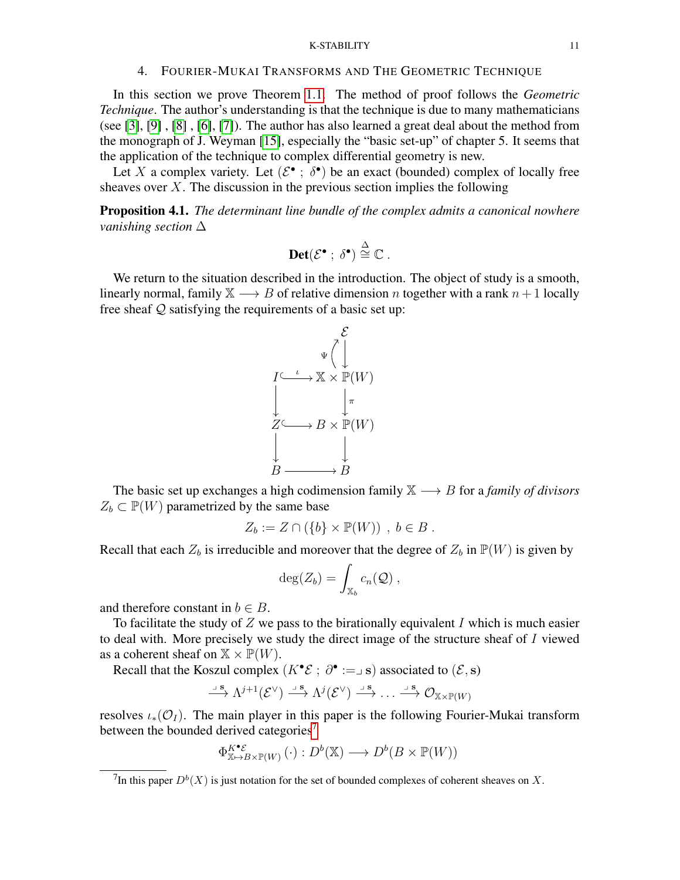## 4. Fourier-Mukai Transforms and The Geometric Technique

In this section we prove Theorem 1.1. The method of proof follows the *Geometric Technique*. The author's understanding is that the technique is due to many mathematicians (see [3], [9], [8], [6], [7]). The author has also learned a great deal about the method from the monograph of J. Weyman [15], especially the "basic set-up" of chapter 5. It seems that the application of the technique to complex differential geometry is new.

Let $X$ a complex variety. Let $(\mathcal{E}^\bullet\ ;\ \delta^\bullet)$ be an exact (bounded) complex of locally free sheaves over $X$. The discussion in the previous section implies the following

**Proposition 4.1.** *The determinant line bundle of the complex admits a canonical nowhere vanishing section* $\Delta$

$$\mathbf{Det}(\mathcal{E}^\bullet\ ;\ \delta^\bullet) \overset{\Delta}{\cong} \mathbb{C}\ .$$

We return to the situation described in the introduction. The object of study is a smooth, linearly normal, family $\mathbb{X} \longrightarrow B$ of relative dimension $n$ together with a rank $n+1$ locally free sheaf $\mathcal{Q}$ satisfying the requirements of a basic set up:

$$\begin{array}{ccc}
 & & \mathcal{E} \\
 & & \Psi \big\uparrow \big\downarrow \\
I & \overset{\iota}{\hookrightarrow} & \mathbb{X} \times \mathbb{P}(W) \\
\big\downarrow & & \big\downarrow \pi \\
Z & \hookrightarrow & B \times \mathbb{P}(W) \\
\big\downarrow & & \big\downarrow \\
B & \longrightarrow & B
\end{array}$$

The basic set up exchanges a high codimension family $\mathbb{X} \longrightarrow B$ for a *family of divisors* $Z_b \subset \mathbb{P}(W)$ parametrized by the same base

$$Z_b := Z \cap (\{b\} \times \mathbb{P}(W))\ ,\ b \in B\ .$$

Recall that each $Z_b$ is irreducible and moreover that the degree of $Z_b$ in $\mathbb{P}(W)$ is given by

$$\deg(Z_b) = \int_{\mathbb{X}_b} c_n(\mathcal{Q})\ ,$$

and therefore constant in $b \in B$.

To facilitate the study of $Z$ we pass to the birationally equivalent $I$ which is much easier to deal with. More precisely we study the direct image of the structure sheaf of $I$ viewed as a coherent sheaf on $\mathbb{X} \times \mathbb{P}(W)$.

Recall that the Koszul complex $(K^\bullet\mathcal{E}\ ;\ \partial^\bullet := \lrcorner\, \mathbf{s})$ associated to $(\mathcal{E}, \mathbf{s})$

$$\xrightarrow{\lrcorner\, \mathbf{s}} \Lambda^{j+1}(\mathcal{E}^\vee) \xrightarrow{\lrcorner\, \mathbf{s}} \Lambda^{j}(\mathcal{E}^\vee) \xrightarrow{\lrcorner\, \mathbf{s}} \dots \xrightarrow{\lrcorner\, \mathbf{s}} \mathcal{O}_{\mathbb{X}\times\mathbb{P}(W)}$$

resolves $\iota_*(\mathcal{O}_I)$. The main player in this paper is the following Fourier-Mukai transform between the bounded derived categories[7]

$$\Phi^{K^\bullet\mathcal{E}}_{\mathbb{X}\mapsto B\times\mathbb{P}(W)}(\cdot) : D^b(\mathbb{X}) \longrightarrow D^b(B \times \mathbb{P}(W))$$

[7] In this paper $D^b(X)$ is just notation for the set of bounded complexes of coherent sheaves on $X$.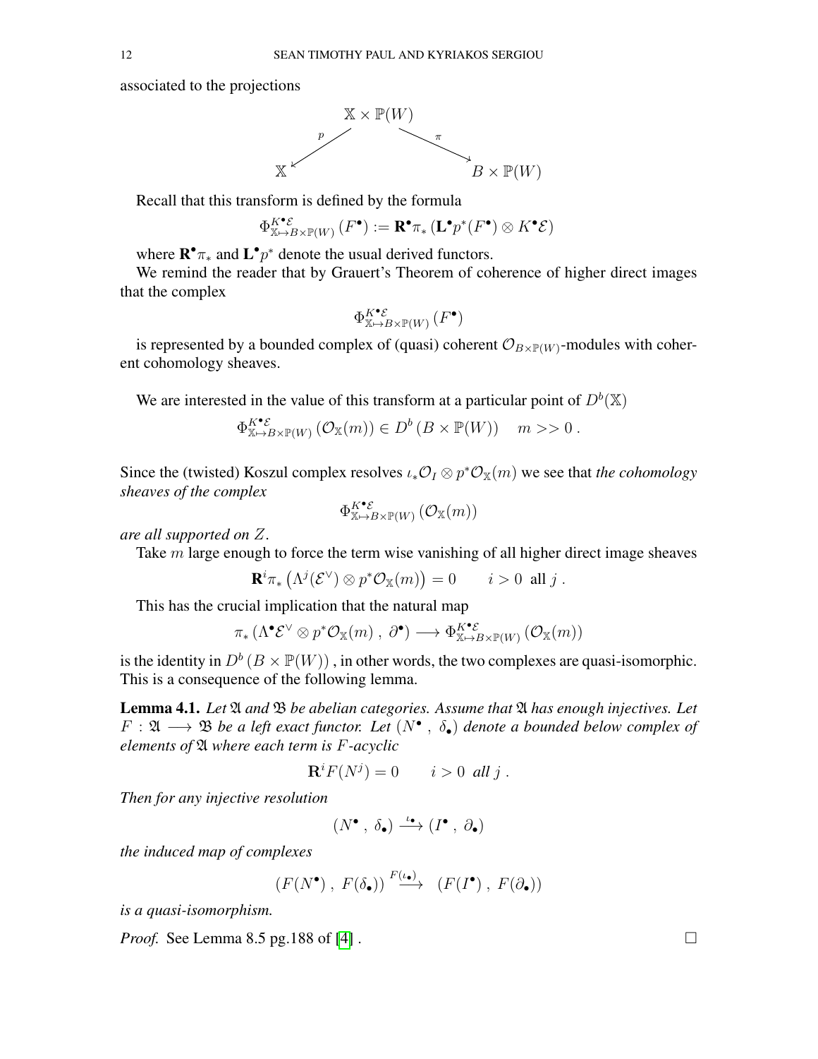associated to the projections

$$
\begin{array}{ccc}
 & \mathbb{X} \times \mathbb{P}(W) & \\
 {}^{p}\swarrow & & \searrow^{\pi} \\
\mathbb{X} & & B \times \mathbb{P}(W)
\end{array}
$$

Recall that this transform is defined by the formula

$$\Phi^{K^\bullet \mathcal{E}}_{\mathbb{X} \mapsto B\times\mathbb{P}(W)}(F^\bullet) := \mathbf{R}^\bullet \pi_* \left(\mathbf{L}^\bullet p^*(F^\bullet) \otimes K^\bullet \mathcal{E}\right)$$

where $\mathbf{R}^\bullet \pi_*$ and $\mathbf{L}^\bullet p^*$ denote the usual derived functors.

We remind the reader that by Grauert's Theorem of coherence of higher direct images that the complex

$$\Phi^{K^\bullet \mathcal{E}}_{\mathbb{X} \mapsto B\times\mathbb{P}(W)}(F^\bullet)$$

is represented by a bounded complex of (quasi) coherent $\mathcal{O}_{B\times\mathbb{P}(W)}$-modules with coherent cohomology sheaves.

We are interested in the value of this transform at a particular point of $D^b(\mathbb{X})$

$$\Phi^{K^\bullet \mathcal{E}}_{\mathbb{X} \mapsto B\times\mathbb{P}(W)}(\mathcal{O}_{\mathbb{X}}(m)) \in D^b(B \times \mathbb{P}(W)) \quad m >> 0 \,.$$

Since the (twisted) Koszul complex resolves $\iota_* \mathcal{O}_I \otimes p^*\mathcal{O}_{\mathbb{X}}(m)$ we see that *the cohomology sheaves of the complex*

$$\Phi^{K^\bullet \mathcal{E}}_{\mathbb{X} \mapsto B\times\mathbb{P}(W)}(\mathcal{O}_{\mathbb{X}}(m))$$

*are all supported on* $Z$.

Take $m$ large enough to force the term wise vanishing of all higher direct image sheaves

$$\mathbf{R}^i \pi_* \left(\Lambda^j(\mathcal{E}^\vee) \otimes p^*\mathcal{O}_{\mathbb{X}}(m)\right) = 0 \qquad i > 0 \ \text{ all } j \,.$$

This has the crucial implication that the natural map

$$\pi_* \left(\Lambda^\bullet \mathcal{E}^\vee \otimes p^*\mathcal{O}_{\mathbb{X}}(m) \,,\, \partial^\bullet\right) \longrightarrow \Phi^{K^\bullet \mathcal{E}}_{\mathbb{X} \mapsto B\times\mathbb{P}(W)}(\mathcal{O}_{\mathbb{X}}(m))$$

is the identity in $D^b(B \times \mathbb{P}(W))$, in other words, the two complexes are quasi-isomorphic. This is a consequence of the following lemma.

**Lemma 4.1.** *Let $\mathfrak{A}$ and $\mathfrak{B}$ be abelian categories. Assume that $\mathfrak{A}$ has enough injectives. Let $F : \mathfrak{A} \longrightarrow \mathfrak{B}$ be a left exact functor. Let $(N^\bullet \,,\, \delta_\bullet)$ denote a bounded below complex of elements of $\mathfrak{A}$ where each term is $F$-acyclic*

$$\mathbf{R}^i F(N^j) = 0 \qquad i > 0 \ \textit{ all } j \,.$$

*Then for any injective resolution*

$$(N^\bullet \,,\, \delta_\bullet) \xrightarrow{\iota_\bullet} (I^\bullet \,,\, \partial_\bullet)$$

*the induced map of complexes*

$$(F(N^\bullet) \,,\, F(\delta_\bullet)) \xrightarrow{F(\iota_\bullet)} (F(I^\bullet) \,,\, F(\partial_\bullet))$$

*is a quasi-isomorphism.*

*Proof.* See Lemma 8.5 pg.188 of [4] . ☐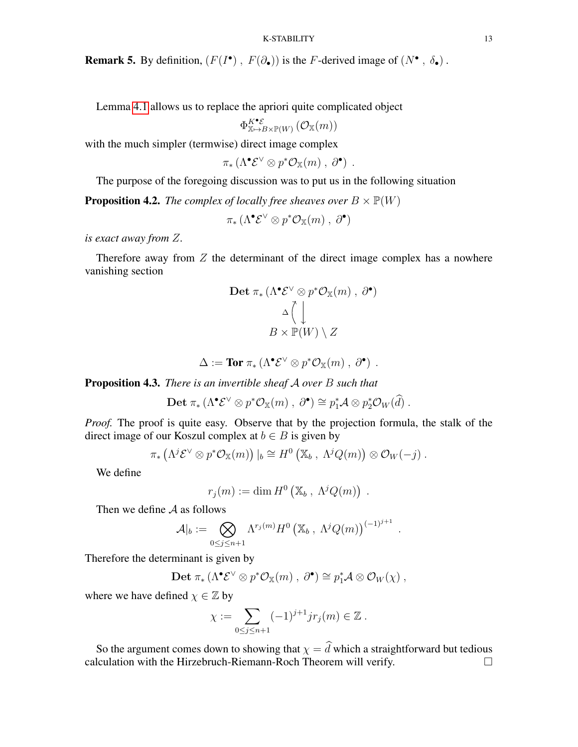**Remark 5.** By definition, $(F(I^\bullet)\ ,\ F(\partial_\bullet))$ is the $F$-derived image of $(N^\bullet\ ,\ \delta_\bullet)$.

Lemma 4.1 allows us to replace the apriori quite complicated object

$$\Phi^{K^\bullet\mathcal{E}}_{\mathbb{X}\mapsto B\times\mathbb{P}(W)}\left(\mathcal{O}_{\mathbb{X}}(m)\right)$$

with the much simpler (termwise) direct image complex

$$\pi_*\left(\Lambda^\bullet\mathcal{E}^\vee\otimes p^*\mathcal{O}_{\mathbb{X}}(m)\ ,\ \partial^\bullet\right)\ .$$

The purpose of the foregoing discussion was to put us in the following situation

**Proposition 4.2.** *The complex of locally free sheaves over $B\times\mathbb{P}(W)$*

$$\pi_*\left(\Lambda^\bullet\mathcal{E}^\vee\otimes p^*\mathcal{O}_{\mathbb{X}}(m)\ ,\ \partial^\bullet\right)$$

*is exact away from $Z$.*

Therefore away from $Z$ the determinant of the direct image complex has a nowhere vanishing section

$$\begin{array}{c}\mathbf{Det}\ \pi_*\left(\Lambda^\bullet\mathcal{E}^\vee\otimes p^*\mathcal{O}_{\mathbb{X}}(m)\ ,\ \partial^\bullet\right)\\ \Delta\Big\uparrow\Big\downarrow\\ B\times\mathbb{P}(W)\setminus Z\end{array}$$

$$\Delta:=\mathbf{Tor}\ \pi_*\left(\Lambda^\bullet\mathcal{E}^\vee\otimes p^*\mathcal{O}_{\mathbb{X}}(m)\ ,\ \partial^\bullet\right)\ .$$

**Proposition 4.3.** *There is an invertible sheaf $\mathcal{A}$ over $B$ such that*

$$\mathbf{Det}\ \pi_*\left(\Lambda^\bullet\mathcal{E}^\vee\otimes p^*\mathcal{O}_{\mathbb{X}}(m)\ ,\ \partial^\bullet\right)\cong p_1^*\mathcal{A}\otimes p_2^*\mathcal{O}_W(\widehat{d})\ .$$

*Proof.* The proof is quite easy. Observe that by the projection formula, the stalk of the direct image of our Koszul complex at $b\in B$ is given by

$$\pi_*\left(\Lambda^j\mathcal{E}^\vee\otimes p^*\mathcal{O}_{\mathbb{X}}(m)\right)|_b\cong H^0\left(\mathbb{X}_b\ ,\ \Lambda^jQ(m)\right)\otimes\mathcal{O}_W(-j)\ .$$

We define

$$r_j(m):=\dim H^0\left(\mathbb{X}_b\ ,\ \Lambda^jQ(m)\right)\ .$$

Then we define $\mathcal{A}$ as follows

$$\mathcal{A}|_b:=\bigotimes_{0\leq j\leq n+1}\Lambda^{r_j(m)}H^0\left(\mathbb{X}_b\ ,\ \Lambda^jQ(m)\right)^{(-1)^{j+1}}\ .$$

Therefore the determinant is given by

$$\mathbf{Det}\ \pi_*\left(\Lambda^\bullet\mathcal{E}^\vee\otimes p^*\mathcal{O}_{\mathbb{X}}(m)\ ,\ \partial^\bullet\right)\cong p_1^*\mathcal{A}\otimes\mathcal{O}_W(\chi)\ ,$$

where we have defined $\chi\in\mathbb{Z}$ by

$$\chi:=\sum_{0\leq j\leq n+1}(-1)^{j+1}jr_j(m)\in\mathbb{Z}\ .$$

So the argument comes down to showing that $\chi=\widehat{d}$ which a straightforward but tedious calculation with the Hirzebruch-Riemann-Roch Theorem will verify. $\square$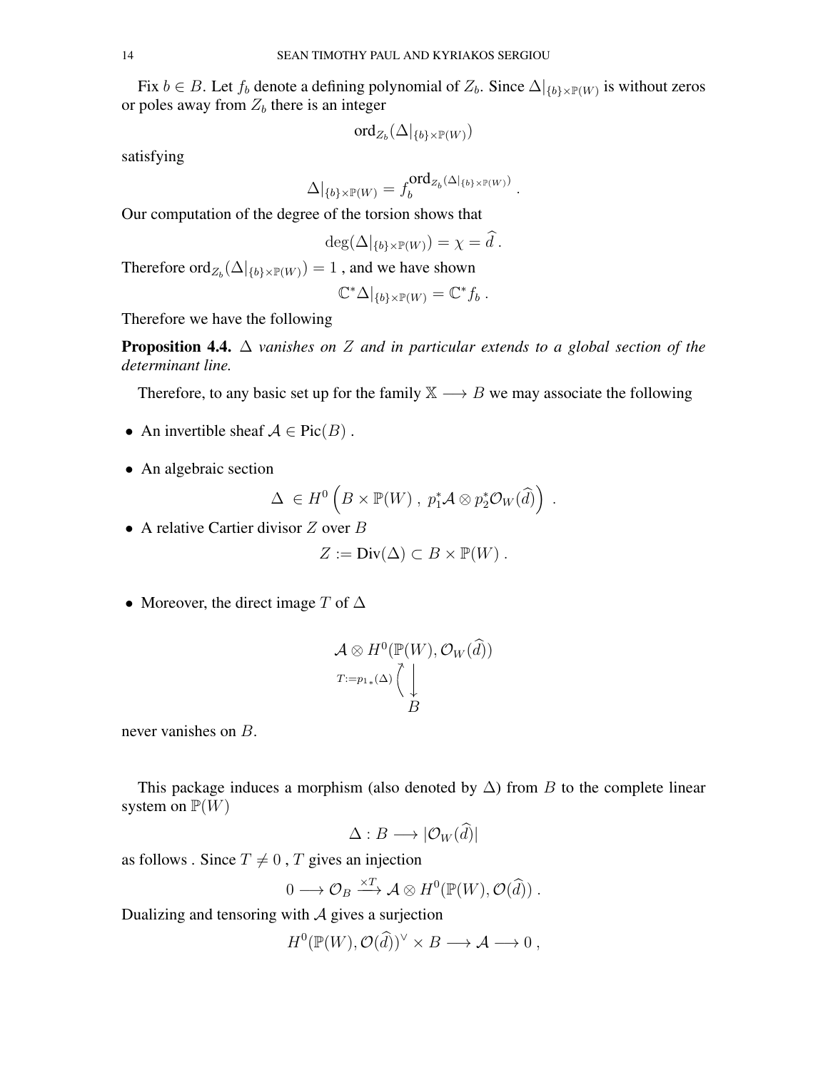Fix $b \in B$. Let $f_b$ denote a defining polynomial of $Z_b$. Since $\Delta|_{\{b\}\times\mathbb{P}(W)}$ is without zeros or poles away from $Z_b$ there is an integer

$$\mathrm{ord}_{Z_b}(\Delta|_{\{b\}\times\mathbb{P}(W)})$$

satisfying

$$\Delta|_{\{b\}\times\mathbb{P}(W)} = f_b^{\mathrm{ord}_{Z_b}(\Delta|_{\{b\}\times\mathbb{P}(W)})} .$$

Our computation of the degree of the torsion shows that

$$\deg(\Delta|_{\{b\}\times\mathbb{P}(W)}) = \chi = \widehat{d} .$$

Therefore $\mathrm{ord}_{Z_b}(\Delta|_{\{b\}\times\mathbb{P}(W)}) = 1$ , and we have shown

$$\mathbb{C}^*\Delta|_{\{b\}\times\mathbb{P}(W)} = \mathbb{C}^* f_b .$$

Therefore we have the following

**Proposition 4.4.** *$\Delta$ vanishes on $Z$ and in particular extends to a global section of the determinant line.*

Therefore, to any basic set up for the family $\mathbb{X} \longrightarrow B$ we may associate the following

- An invertible sheaf $\mathcal{A} \in \mathrm{Pic}(B)$ .
- An algebraic section
$$\Delta \ \in H^0\left(B \times \mathbb{P}(W)\ ,\ p_1^*\mathcal{A} \otimes p_2^*\mathcal{O}_W(\widehat{d})\right) .$$
- A relative Cartier divisor $Z$ over $B$
$$Z := \mathrm{Div}(\Delta) \subset B \times \mathbb{P}(W) .$$
- Moreover, the direct image $T$ of $\Delta$
$$\begin{array}{c} \mathcal{A} \otimes H^0(\mathbb{P}(W), \mathcal{O}_W(\widehat{d})) \\ {\scriptstyle T:={p_1}_*(\Delta)} \Big\uparrow \Big\downarrow \\ B \end{array}$$
never vanishes on $B$.

This package induces a morphism (also denoted by $\Delta$) from $B$ to the complete linear system on $\mathbb{P}(W)$

$$\Delta : B \longrightarrow |\mathcal{O}_W(\widehat{d})|$$

as follows . Since $T \neq 0$ , $T$ gives an injection

$$0 \longrightarrow \mathcal{O}_B \xrightarrow{\times T} \mathcal{A} \otimes H^0(\mathbb{P}(W), \mathcal{O}(\widehat{d})) .$$

Dualizing and tensoring with $\mathcal{A}$ gives a surjection

$$H^0(\mathbb{P}(W), \mathcal{O}(\widehat{d}))^\vee \times B \longrightarrow \mathcal{A} \longrightarrow 0 ,$$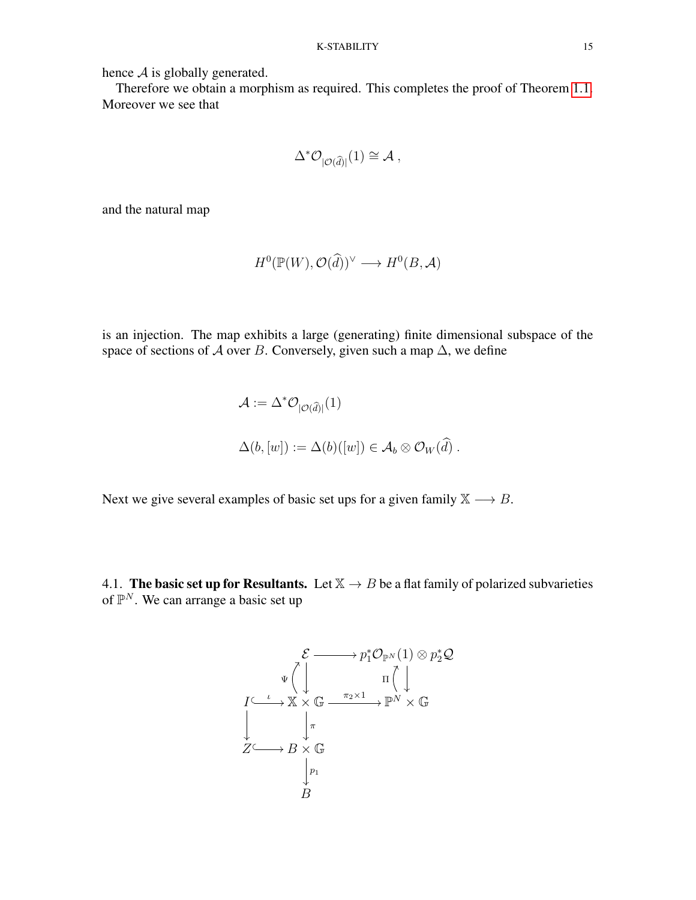hence $\mathcal{A}$ is globally generated.

Therefore we obtain a morphism as required. This completes the proof of Theorem 1.1. Moreover we see that

$$\Delta^*\mathcal{O}_{|\mathcal{O}(\widehat{d})|}(1) \cong \mathcal{A}\ ,$$

and the natural map

$$H^0(\mathbb{P}(W), \mathcal{O}(\widehat{d}))^\vee \longrightarrow H^0(B, \mathcal{A})$$

is an injection. The map exhibits a large (generating) finite dimensional subspace of the space of sections of $\mathcal{A}$ over $B$. Conversely, given such a map $\Delta$, we define

$$\mathcal{A} := \Delta^*\mathcal{O}_{|\mathcal{O}(\widehat{d})|}(1)$$

$$\Delta(b, [w]) := \Delta(b)([w]) \in \mathcal{A}_b \otimes \mathcal{O}_W(\widehat{d})\ .$$

Next we give several examples of basic set ups for a given family $\mathbb{X} \longrightarrow B$.

## 4.1. **The basic set up for Resultants.**

Let $\mathbb{X} \to B$ be a flat family of polarized subvarieties of $\mathbb{P}^N$. We can arrange a basic set up

$$\begin{array}{ccccc}
 & & \mathcal{E} & \longrightarrow & p_1^*\mathcal{O}_{\mathbb{P}^N}(1) \otimes p_2^*\mathcal{Q} \\
 & & \Psi \uparrow\downarrow & & \Pi \uparrow\downarrow \\
I & \stackrel{\iota}{\hookrightarrow} & \mathbb{X} \times \mathbb{G} & \xrightarrow{\pi_2 \times 1} & \mathbb{P}^N \times \mathbb{G} \\
\downarrow & & \downarrow \pi & & \\
Z & \hookrightarrow & B \times \mathbb{G} & & \\
 & & \downarrow p_1 & & \\
 & & B & &
\end{array}$$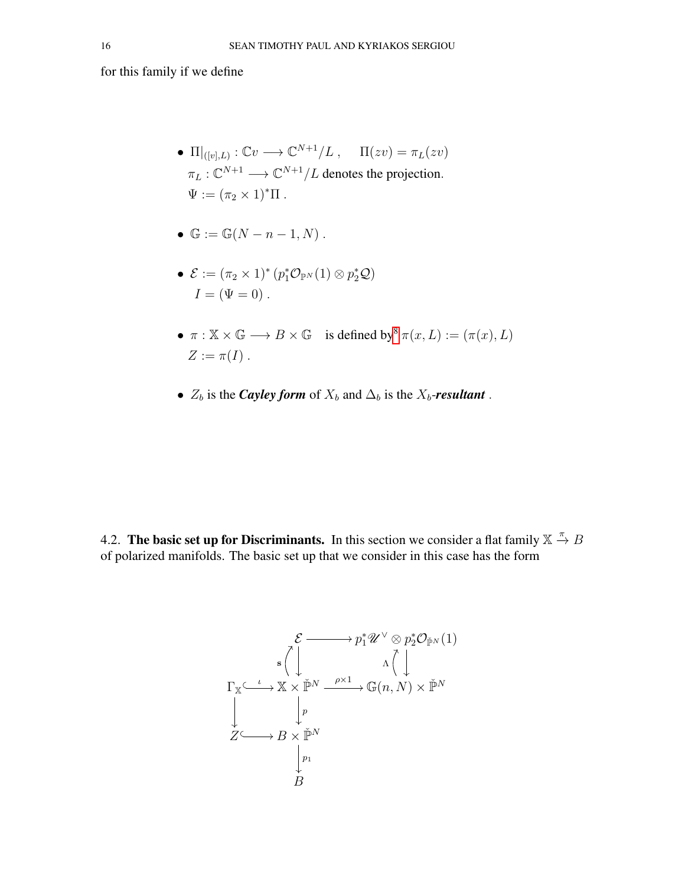for this family if we define

- $\Pi|_{([v],L)} : \mathbb{C}v \longrightarrow \mathbb{C}^{N+1}/L\ , \quad \Pi(zv) = \pi_L(zv)$
  $\pi_L : \mathbb{C}^{N+1} \longrightarrow \mathbb{C}^{N+1}/L$ denotes the projection.
  $\Psi := (\pi_2 \times 1)^*\Pi\ .$

- $\mathbb{G} := \mathbb{G}(N-n-1, N)\ .$

- $\mathcal{E} := (\pi_2 \times 1)^*\left(p_1^*\mathcal{O}_{\mathbb{P}^N}(1) \otimes p_2^*\mathcal{Q}\right)$
  $I = (\Psi = 0)\ .$

- $\pi : \mathbb{X} \times \mathbb{G} \longrightarrow B \times \mathbb{G}$ is defined by[8] $\pi(x, L) := (\pi(x), L)$
  $Z := \pi(I)\ .$

- $Z_b$ is the ***Cayley form*** of $X_b$ and $\Delta_b$ is the $X_b$-***resultant*** .

4.2. **The basic set up for Discriminants.** In this section we consider a flat family $\mathbb{X} \xrightarrow{\pi} B$ of polarized manifolds. The basic set up that we consider in this case has the form

$$
\begin{array}{ccccc}
 & & \mathcal{E} & \longrightarrow & p_1^*\mathscr{U}^{\vee} \otimes p_2^*\mathcal{O}_{\check{\mathbb{P}}^N}(1) \\
 & & \mathbf{s}\uparrow\downarrow & & \Lambda\uparrow\downarrow \\
\Gamma_{\mathbb{X}} & \xhookrightarrow{\iota} & \mathbb{X} \times \check{\mathbb{P}}^N & \xrightarrow{\rho \times 1} & \mathbb{G}(n, N) \times \check{\mathbb{P}}^N \\
\downarrow & & \downarrow p & & \\
Z & \hookrightarrow & B \times \check{\mathbb{P}}^N & & \\
 & & \downarrow p_1 & & \\
 & & B & &
\end{array}
$$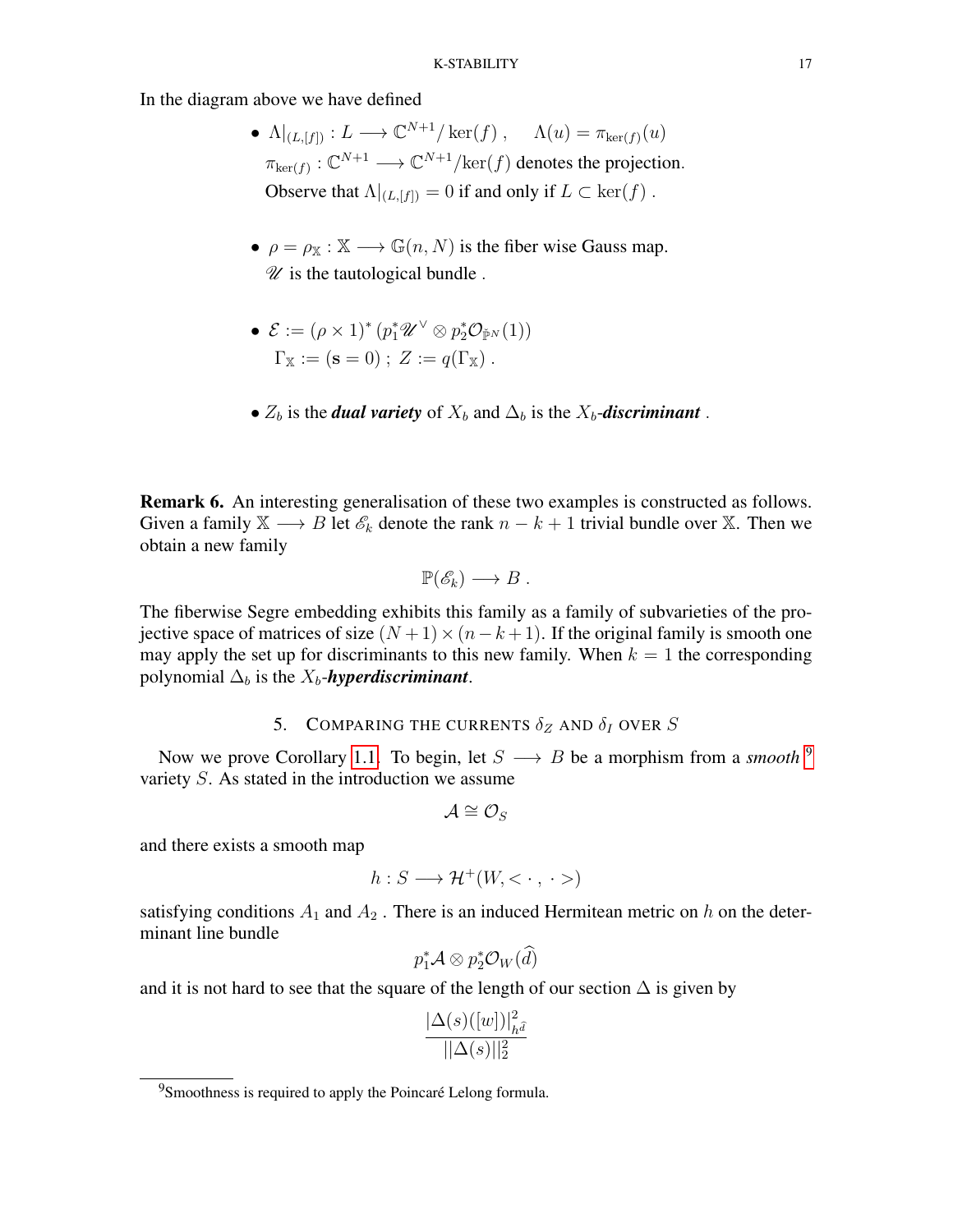In the diagram above we have defined

- $\Lambda|_{(L,[f])} : L \longrightarrow \mathbb{C}^{N+1}/\ker(f)$ , $\quad \Lambda(u) = \pi_{\ker(f)}(u)$
  $\pi_{\ker(f)} : \mathbb{C}^{N+1} \longrightarrow \mathbb{C}^{N+1}/\ker(f)$ denotes the projection.
  Observe that $\Lambda|_{(L,[f])} = 0$ if and only if $L \subset \ker(f)$ .

- $\rho = \rho_{\mathbb{X}} : \mathbb{X} \longrightarrow \mathbb{G}(n, N)$ is the fiber wise Gauss map.
  $\mathscr{U}$ is the tautological bundle .

- $\mathcal{E} := (\rho \times 1)^* \left(p_1^* \mathscr{U}^\vee \otimes p_2^* \mathcal{O}_{\check{\mathbb{P}}^N}(1)\right)$
  $\Gamma_{\mathbb{X}} := (\mathbf{s} = 0)$ ; $Z := q(\Gamma_{\mathbb{X}})$ .

- $Z_b$ is the ***dual variety*** of $X_b$ and $\Delta_b$ is the $X_b$-***discriminant*** .

**Remark 6.** An interesting generalisation of these two examples is constructed as follows. Given a family $\mathbb{X} \longrightarrow B$ let $\mathscr{E}_k$ denote the rank $n-k+1$ trivial bundle over $\mathbb{X}$. Then we obtain a new family

$$\mathbb{P}(\mathscr{E}_k) \longrightarrow B \ .$$

The fiberwise Segre embedding exhibits this family as a family of subvarieties of the projective space of matrices of size $(N+1) \times (n-k+1)$. If the original family is smooth one may apply the set up for discriminants to this new family. When $k = 1$ the corresponding polynomial $\Delta_b$ is the $X_b$-***hyperdiscriminant***.

## 5. Comparing the currents $\delta_Z$ and $\delta_I$ over $S$

Now we prove Corollary 1.1. To begin, let $S \longrightarrow B$ be a morphism from a *smooth* [9] variety $S$. As stated in the introduction we assume

$$\mathcal{A} \cong \mathcal{O}_S$$

and there exists a smooth map

$$h : S \longrightarrow \mathcal{H}^+(W, <\cdot\, , \,\cdot>)$$

satisfying conditions $A_1$ and $A_2$ . There is an induced Hermitean metric on $h$ on the determinant line bundle

$$p_1^* \mathcal{A} \otimes p_2^* \mathcal{O}_W(\widehat{d})$$

and it is not hard to see that the square of the length of our section $\Delta$ is given by

$$\frac{|\Delta(s)([w])|^2_{h^{\widehat{d}}}}{||\Delta(s)||_2^2}$$

[9] Smoothness is required to apply the Poincaré Lelong formula.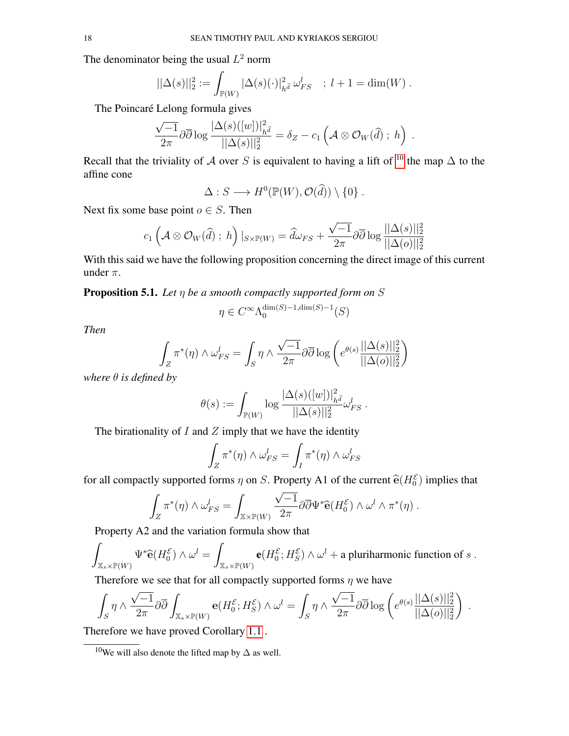The denominator being the usual $L^2$ norm

$$||\Delta(s)||_2^2 := \int_{\mathbb{P}(W)} |\Delta(s)(\cdot)|^2_{h^{\widehat{d}}}\, \omega^l_{FS} \quad ;\ l+1 = \dim(W)\ .$$

The Poincaré Lelong formula gives

$$\frac{\sqrt{-1}}{2\pi}\partial\overline{\partial}\log\frac{|\Delta(s)([w])|^2_{h^{\widehat{d}}}}{||\Delta(s)||_2^2} = \delta_Z - c_1\left(\mathcal{A}\otimes\mathcal{O}_W(\widehat{d})\ ;\ h\right)\ .$$

Recall that the triviality of $\mathcal{A}$ over $S$ is equivalent to having a lift of [10] the map $\Delta$ to the affine cone

$$\Delta : S \longrightarrow H^0(\mathbb{P}(W), \mathcal{O}(\widehat{d}))\setminus\{0\}\ .$$

Next fix some base point $o \in S$. Then

$$c_1\left(\mathcal{A}\otimes\mathcal{O}_W(\widehat{d})\ ;\ h\right)|_{S\times\mathbb{P}(W)} = \widehat{d}\omega_{FS} + \frac{\sqrt{-1}}{2\pi}\partial\overline{\partial}\log\frac{||\Delta(s)||_2^2}{||\Delta(o)||_2^2}$$

With this said we have the following proposition concerning the direct image of this current under $\pi$.

**Proposition 5.1.** *Let $\eta$ be a smooth compactly supported form on $S$*

$$\eta \in C^\infty\Lambda_0^{\dim(S)-1,\dim(S)-1}(S)$$

*Then*

$$\int_Z \pi^*(\eta)\wedge\omega^l_{FS} = \int_S \eta\wedge\frac{\sqrt{-1}}{2\pi}\partial\overline{\partial}\log\left(e^{\theta(s)}\frac{||\Delta(s)||_2^2}{||\Delta(o)||_2^2}\right)$$

*where $\theta$ is defined by*

$$\theta(s) := \int_{\mathbb{P}(W)}\log\frac{|\Delta(s)([w])|^2_{h^{\widehat{d}}}}{||\Delta(s)||_2^2}\omega^l_{FS}\ .$$

The birationality of $I$ and $Z$ imply that we have the identity

$$\int_Z \pi^*(\eta)\wedge\omega^l_{FS} = \int_I \pi^*(\eta)\wedge\omega^l_{FS}$$

for all compactly supported forms $\eta$ on $S$. Property A1 of the current $\widehat{\mathbf{e}}(H_0^{\mathcal{E}})$ implies that

$$\int_Z \pi^*(\eta)\wedge\omega^l_{FS} = \int_{\mathbb{X}\times\mathbb{P}(W)}\frac{\sqrt{-1}}{2\pi}\partial\overline{\partial}\Psi^*\widehat{\mathbf{e}}(H_0^{\mathcal{E}})\wedge\omega^l\wedge\pi^*(\eta)\ .$$

Property A2 and the variation formula show that

$$\int_{\mathbb{X}_s\times\mathbb{P}(W)}\Psi^*\widehat{\mathbf{e}}(H_0^{\mathcal{E}})\wedge\omega^l = \int_{\mathbb{X}_s\times\mathbb{P}(W)}\mathbf{e}(H_0^{\mathcal{E}};H_S^{\mathcal{E}})\wedge\omega^l + \text{a pluriharmonic function of } s\ .$$

Therefore we see that for all compactly supported forms $\eta$ we have

$$\int_S \eta\wedge\frac{\sqrt{-1}}{2\pi}\partial\overline{\partial}\int_{\mathbb{X}_s\times\mathbb{P}(W)}\mathbf{e}(H_0^{\mathcal{E}};H_S^{\mathcal{E}})\wedge\omega^l = \int_S\eta\wedge\frac{\sqrt{-1}}{2\pi}\partial\overline{\partial}\log\left(e^{\theta(s)}\frac{||\Delta(s)||_2^2}{||\Delta(o)||_2^2}\right)\ .$$

Therefore we have proved Corollary 1.1.

[10] We will also denote the lifted map by $\Delta$ as well.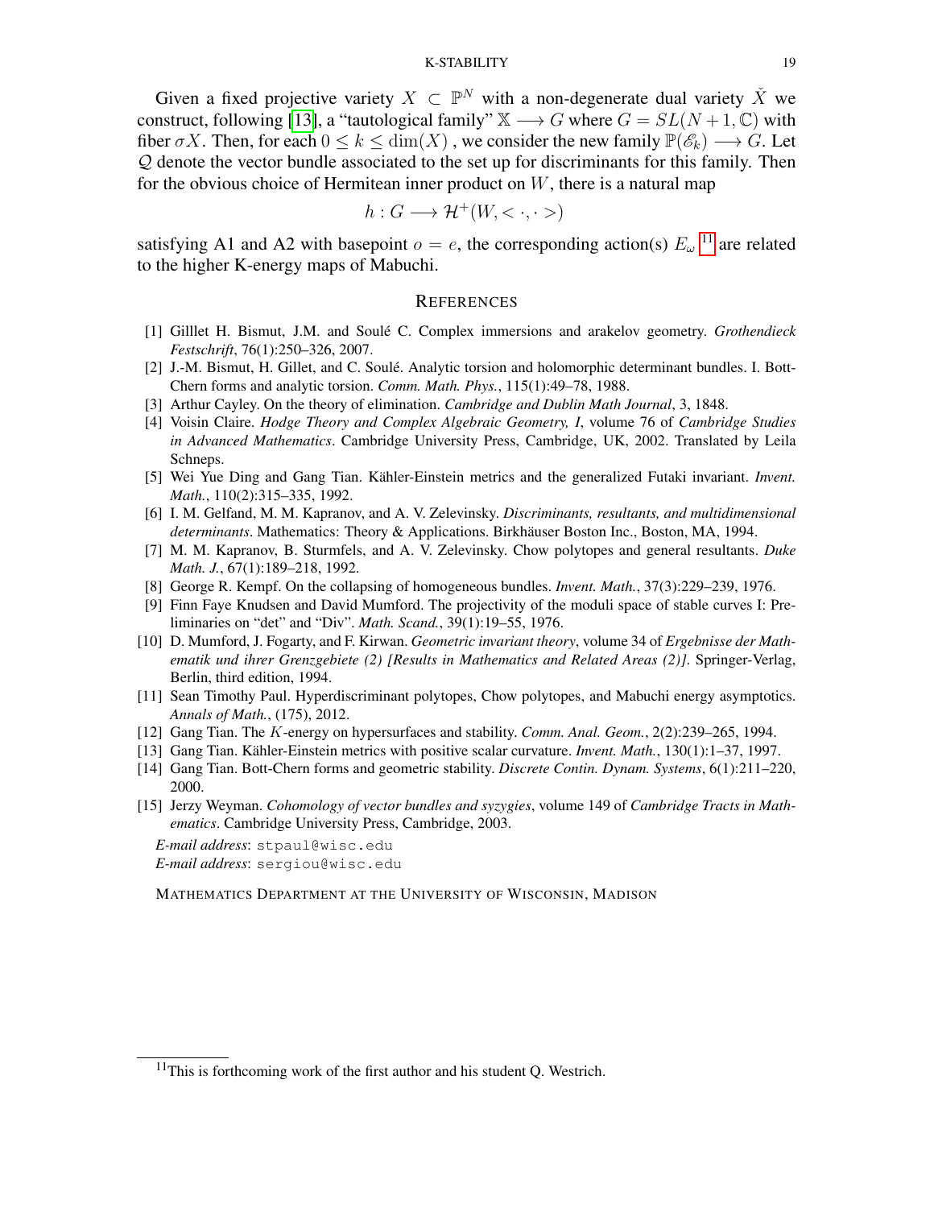Given a fixed projective variety $X \subset \mathbb{P}^N$ with a non-degenerate dual variety $\check{X}$ we construct, following [13], a "tautological family" $\mathbb{X} \longrightarrow G$ where $G = SL(N+1, \mathbb{C})$ with fiber $\sigma X$. Then, for each $0 \leq k \leq \dim(X)$ , we consider the new family $\mathbb{P}(\mathscr{E}_k) \longrightarrow G$. Let $\mathcal{Q}$ denote the vector bundle associated to the set up for discriminants for this family. Then for the obvious choice of Hermitean inner product on $W$, there is a natural map

$$h : G \longrightarrow \mathcal{H}^+(W, <\cdot, \cdot>)$$

satisfying A1 and A2 with basepoint $o = e$, the corresponding action(s) $E_\omega$ [11] are related to the higher K-energy maps of Mabuchi.

## References

- [1] Gilllet H. Bismut, J.M. and Soulé C. Complex immersions and arakelov geometry. *Grothendieck Festschrift*, 76(1):250–326, 2007.
- [2] J.-M. Bismut, H. Gillet, and C. Soulé. Analytic torsion and holomorphic determinant bundles. I. Bott-Chern forms and analytic torsion. *Comm. Math. Phys.*, 115(1):49–78, 1988.
- [3] Arthur Cayley. On the theory of elimination. *Cambridge and Dublin Math Journal*, 3, 1848.
- [4] Voisin Claire. *Hodge Theory and Complex Algebraic Geometry, I*, volume 76 of *Cambridge Studies in Advanced Mathematics*. Cambridge University Press, Cambridge, UK, 2002. Translated by Leila Schneps.
- [5] Wei Yue Ding and Gang Tian. Kähler-Einstein metrics and the generalized Futaki invariant. *Invent. Math.*, 110(2):315–335, 1992.
- [6] I. M. Gelfand, M. M. Kapranov, and A. V. Zelevinsky. *Discriminants, resultants, and multidimensional determinants*. Mathematics: Theory & Applications. Birkhäuser Boston Inc., Boston, MA, 1994.
- [7] M. M. Kapranov, B. Sturmfels, and A. V. Zelevinsky. Chow polytopes and general resultants. *Duke Math. J.*, 67(1):189–218, 1992.
- [8] George R. Kempf. On the collapsing of homogeneous bundles. *Invent. Math.*, 37(3):229–239, 1976.
- [9] Finn Faye Knudsen and David Mumford. The projectivity of the moduli space of stable curves I: Preliminaries on "det" and "Div". *Math. Scand.*, 39(1):19–55, 1976.
- [10] D. Mumford, J. Fogarty, and F. Kirwan. *Geometric invariant theory*, volume 34 of *Ergebnisse der Mathematik und ihrer Grenzgebiete (2) [Results in Mathematics and Related Areas (2)]*. Springer-Verlag, Berlin, third edition, 1994.
- [11] Sean Timothy Paul. Hyperdiscriminant polytopes, Chow polytopes, and Mabuchi energy asymptotics. *Annals of Math.*, (175), 2012.
- [12] Gang Tian. The $K$-energy on hypersurfaces and stability. *Comm. Anal. Geom.*, 2(2):239–265, 1994.
- [13] Gang Tian. Kähler-Einstein metrics with positive scalar curvature. *Invent. Math.*, 130(1):1–37, 1997.
- [14] Gang Tian. Bott-Chern forms and geometric stability. *Discrete Contin. Dynam. Systems*, 6(1):211–220, 2000.
- [15] Jerzy Weyman. *Cohomology of vector bundles and syzygies*, volume 149 of *Cambridge Tracts in Mathematics*. Cambridge University Press, Cambridge, 2003.

*E-mail address*: stpaul@wisc.edu

*E-mail address*: sergiou@wisc.edu

MATHEMATICS DEPARTMENT AT THE UNIVERSITY OF WISCONSIN, MADISON

[11] This is forthcoming work of the first author and his student Q. Westrich.